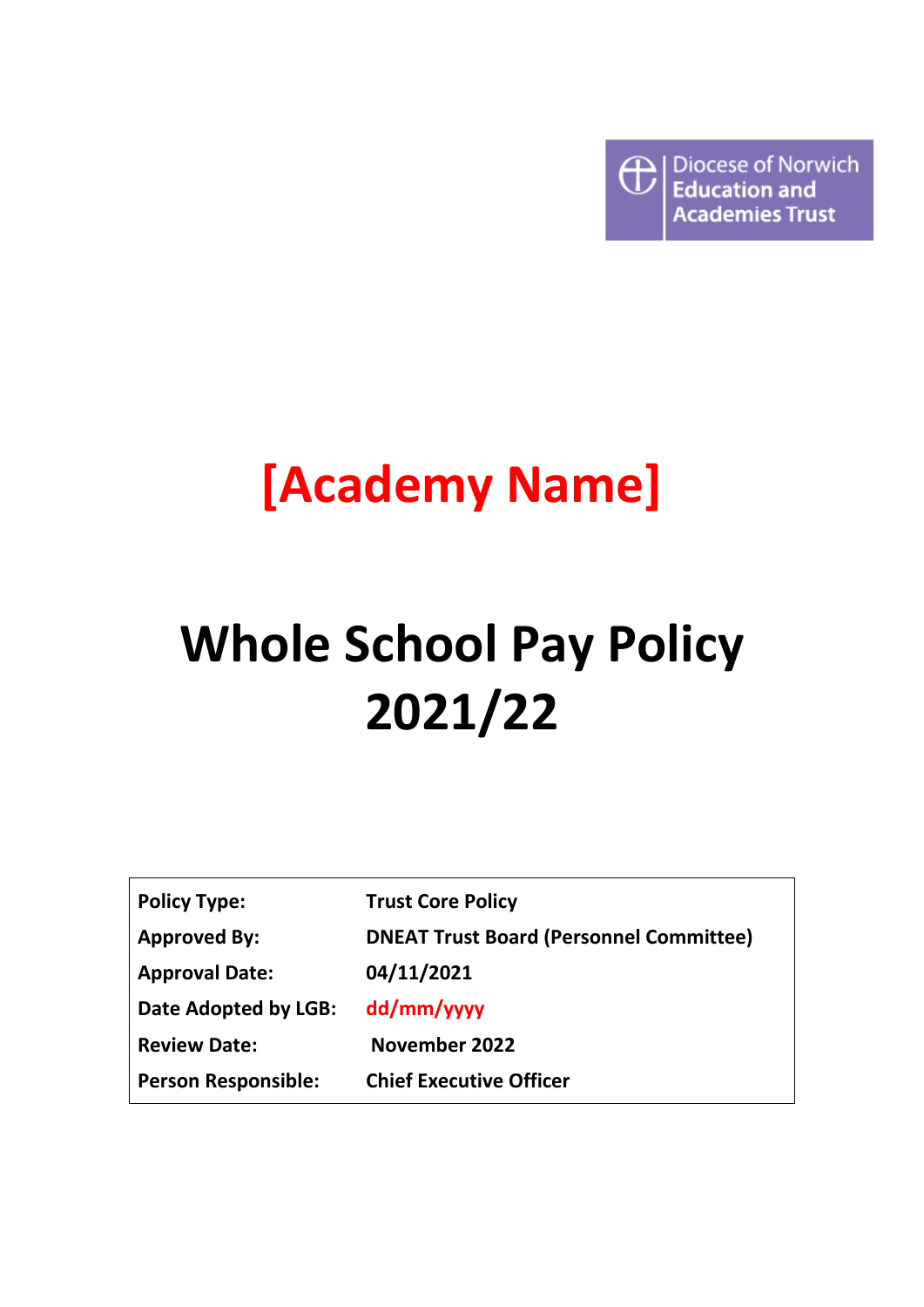Diocese of Norwich Education and Academies Trust

# [Academy Name]

# Whole School Pay Policy 2021/22

| | |
|---|---|
| **Policy Type:** | **Trust Core Policy** |
| **Approved By:** | **DNEAT Trust Board (Personnel Committee)** |
| **Approval Date:** | **04/11/2021** |
| **Date Adopted by LGB:** | **dd/mm/yyyy** |
| **Review Date:** | **November 2022** |
| **Person Responsible:** | **Chief Executive Officer** |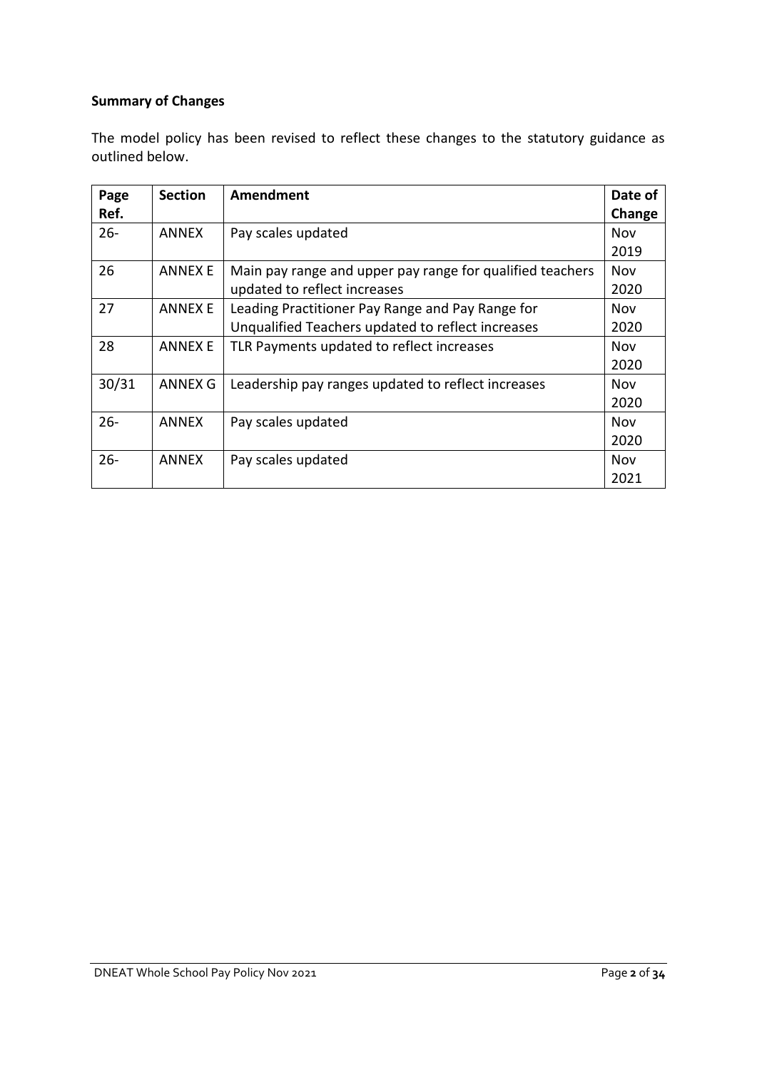**Summary of Changes**

The model policy has been revised to reflect these changes to the statutory guidance as outlined below.

| Page Ref. | Section | Amendment | Date of Change |
|---|---|---|---|
| 26- | ANNEX | Pay scales updated | Nov 2019 |
| 26 | ANNEX E | Main pay range and upper pay range for qualified teachers updated to reflect increases | Nov 2020 |
| 27 | ANNEX E | Leading Practitioner Pay Range and Pay Range for Unqualified Teachers updated to reflect increases | Nov 2020 |
| 28 | ANNEX E | TLR Payments updated to reflect increases | Nov 2020 |
| 30/31 | ANNEX G | Leadership pay ranges updated to reflect increases | Nov 2020 |
| 26- | ANNEX | Pay scales updated | Nov 2020 |
| 26- | ANNEX | Pay scales updated | Nov 2021 |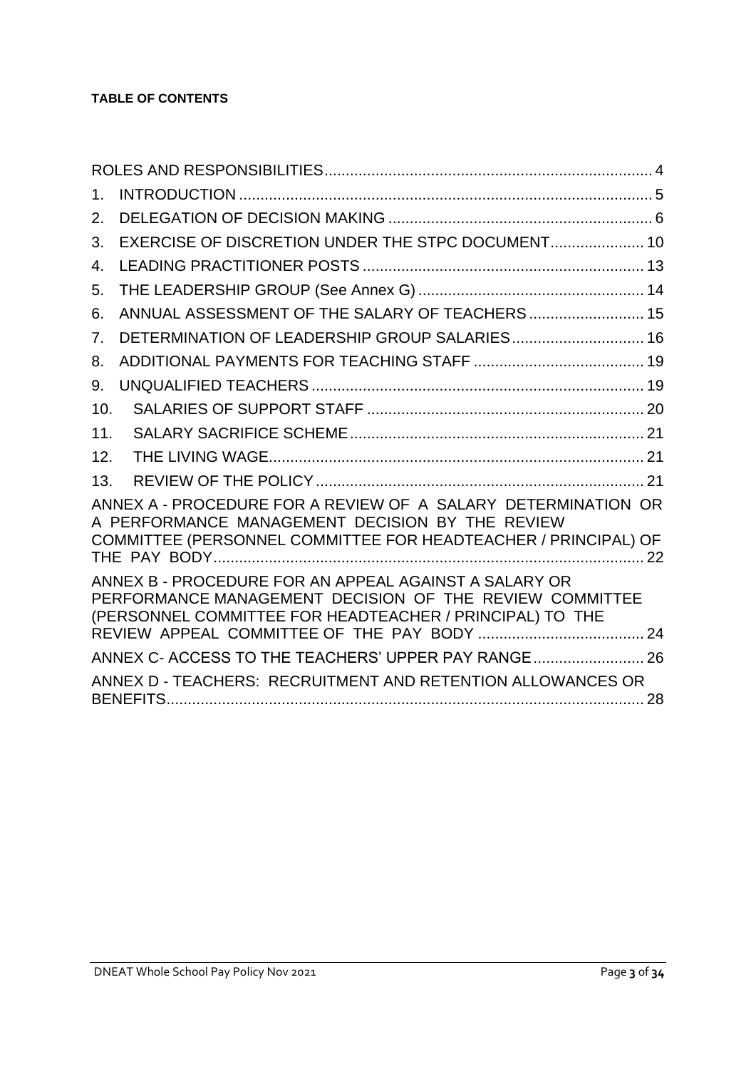**TABLE OF CONTENTS**

ROLES AND RESPONSIBILITIES ..... 4

1. INTRODUCTION ..... 5
2. DELEGATION OF DECISION MAKING ..... 6
3. EXERCISE OF DISCRETION UNDER THE STPC DOCUMENT ..... 10
4. LEADING PRACTITIONER POSTS ..... 13
5. THE LEADERSHIP GROUP (See Annex G) ..... 14
6. ANNUAL ASSESSMENT OF THE SALARY OF TEACHERS ..... 15
7. DETERMINATION OF LEADERSHIP GROUP SALARIES ..... 16
8. ADDITIONAL PAYMENTS FOR TEACHING STAFF ..... 19
9. UNQUALIFIED TEACHERS ..... 19
10. SALARIES OF SUPPORT STAFF ..... 20
11. SALARY SACRIFICE SCHEME ..... 21
12. THE LIVING WAGE ..... 21
13. REVIEW OF THE POLICY ..... 21

ANNEX A - PROCEDURE FOR A REVIEW OF A SALARY DETERMINATION OR A PERFORMANCE MANAGEMENT DECISION BY THE REVIEW COMMITTEE (PERSONNEL COMMITTEE FOR HEADTEACHER / PRINCIPAL) OF THE PAY BODY ..... 22

ANNEX B - PROCEDURE FOR AN APPEAL AGAINST A SALARY OR PERFORMANCE MANAGEMENT DECISION OF THE REVIEW COMMITTEE (PERSONNEL COMMITTEE FOR HEADTEACHER / PRINCIPAL) TO THE REVIEW APPEAL COMMITTEE OF THE PAY BODY ..... 24

ANNEX C- ACCESS TO THE TEACHERS' UPPER PAY RANGE ..... 26

ANNEX D - TEACHERS: RECRUITMENT AND RETENTION ALLOWANCES OR BENEFITS ..... 28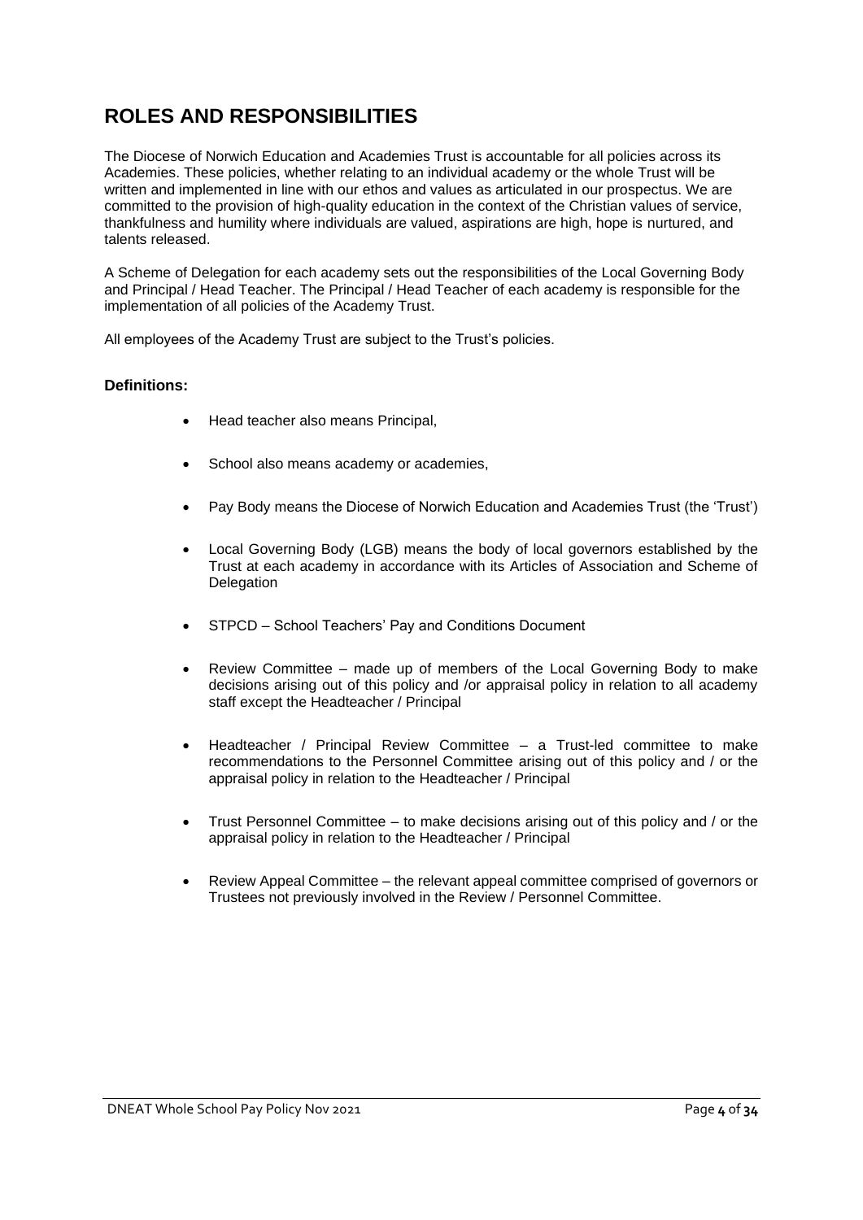# ROLES AND RESPONSIBILITIES

The Diocese of Norwich Education and Academies Trust is accountable for all policies across its Academies. These policies, whether relating to an individual academy or the whole Trust will be written and implemented in line with our ethos and values as articulated in our prospectus. We are committed to the provision of high-quality education in the context of the Christian values of service, thankfulness and humility where individuals are valued, aspirations are high, hope is nurtured, and talents released.

A Scheme of Delegation for each academy sets out the responsibilities of the Local Governing Body and Principal / Head Teacher. The Principal / Head Teacher of each academy is responsible for the implementation of all policies of the Academy Trust.

All employees of the Academy Trust are subject to the Trust's policies.

### Definitions:

- Head teacher also means Principal,
- School also means academy or academies,
- Pay Body means the Diocese of Norwich Education and Academies Trust (the 'Trust')
- Local Governing Body (LGB) means the body of local governors established by the Trust at each academy in accordance with its Articles of Association and Scheme of Delegation
- STPCD – School Teachers' Pay and Conditions Document
- Review Committee – made up of members of the Local Governing Body to make decisions arising out of this policy and /or appraisal policy in relation to all academy staff except the Headteacher / Principal
- Headteacher / Principal Review Committee – a Trust-led committee to make recommendations to the Personnel Committee arising out of this policy and / or the appraisal policy in relation to the Headteacher / Principal
- Trust Personnel Committee – to make decisions arising out of this policy and / or the appraisal policy in relation to the Headteacher / Principal
- Review Appeal Committee – the relevant appeal committee comprised of governors or Trustees not previously involved in the Review / Personnel Committee.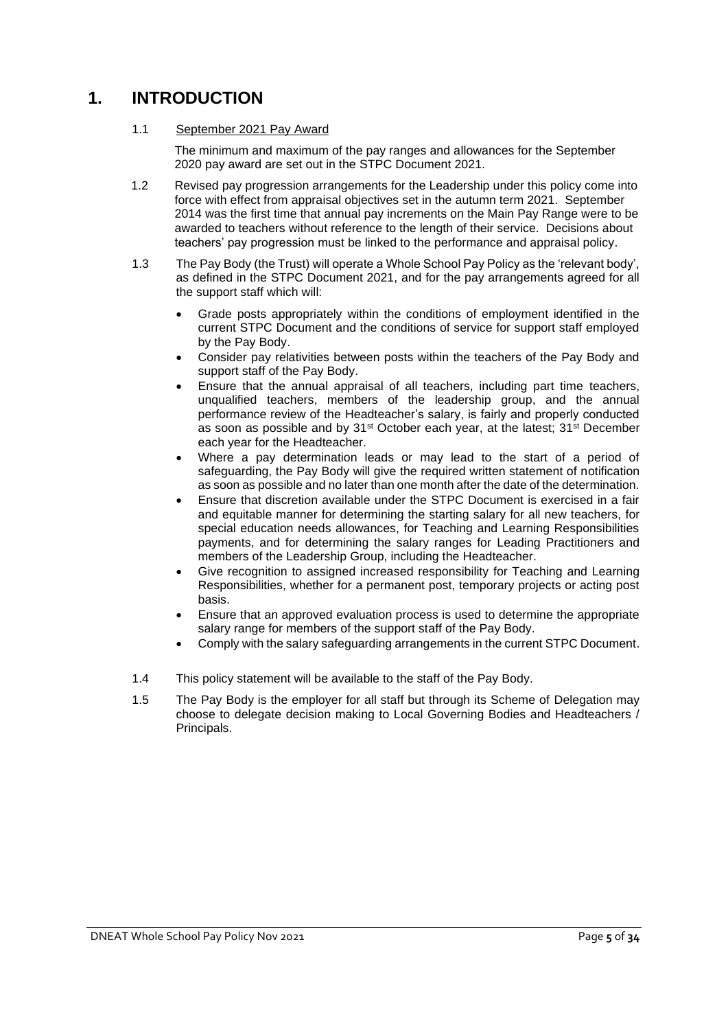# 1. INTRODUCTION

1.1 September 2021 Pay Award

The minimum and maximum of the pay ranges and allowances for the September 2020 pay award are set out in the STPC Document 2021.

1.2 Revised pay progression arrangements for the Leadership under this policy come into force with effect from appraisal objectives set in the autumn term 2021. September 2014 was the first time that annual pay increments on the Main Pay Range were to be awarded to teachers without reference to the length of their service. Decisions about teachers' pay progression must be linked to the performance and appraisal policy.

1.3 The Pay Body (the Trust) will operate a Whole School Pay Policy as the 'relevant body', as defined in the STPC Document 2021, and for the pay arrangements agreed for all the support staff which will:

- Grade posts appropriately within the conditions of employment identified in the current STPC Document and the conditions of service for support staff employed by the Pay Body.
- Consider pay relativities between posts within the teachers of the Pay Body and support staff of the Pay Body.
- Ensure that the annual appraisal of all teachers, including part time teachers, unqualified teachers, members of the leadership group, and the annual performance review of the Headteacher's salary, is fairly and properly conducted as soon as possible and by 31st October each year, at the latest; 31st December each year for the Headteacher.
- Where a pay determination leads or may lead to the start of a period of safeguarding, the Pay Body will give the required written statement of notification as soon as possible and no later than one month after the date of the determination.
- Ensure that discretion available under the STPC Document is exercised in a fair and equitable manner for determining the starting salary for all new teachers, for special education needs allowances, for Teaching and Learning Responsibilities payments, and for determining the salary ranges for Leading Practitioners and members of the Leadership Group, including the Headteacher.
- Give recognition to assigned increased responsibility for Teaching and Learning Responsibilities, whether for a permanent post, temporary projects or acting post basis.
- Ensure that an approved evaluation process is used to determine the appropriate salary range for members of the support staff of the Pay Body.
- Comply with the salary safeguarding arrangements in the current STPC Document.

1.4 This policy statement will be available to the staff of the Pay Body.

1.5 The Pay Body is the employer for all staff but through its Scheme of Delegation may choose to delegate decision making to Local Governing Bodies and Headteachers / Principals.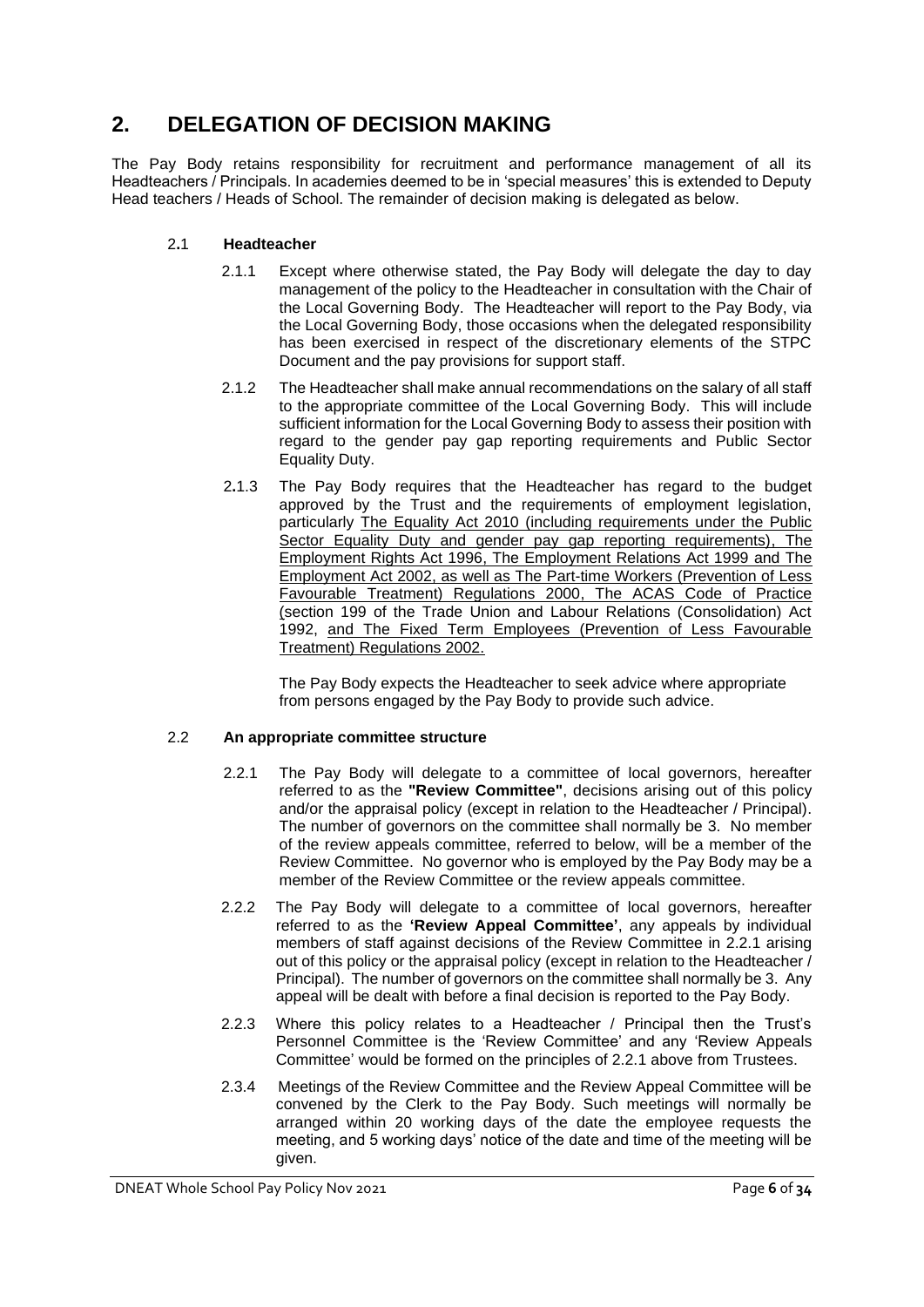## 2. DELEGATION OF DECISION MAKING

The Pay Body retains responsibility for recruitment and performance management of all its Headteachers / Principals. In academies deemed to be in 'special measures' this is extended to Deputy Head teachers / Heads of School. The remainder of decision making is delegated as below.

### 2.1 Headteacher

2.1.1 Except where otherwise stated, the Pay Body will delegate the day to day management of the policy to the Headteacher in consultation with the Chair of the Local Governing Body. The Headteacher will report to the Pay Body, via the Local Governing Body, those occasions when the delegated responsibility has been exercised in respect of the discretionary elements of the STPC Document and the pay provisions for support staff.

2.1.2 The Headteacher shall make annual recommendations on the salary of all staff to the appropriate committee of the Local Governing Body. This will include sufficient information for the Local Governing Body to assess their position with regard to the gender pay gap reporting requirements and Public Sector Equality Duty.

2.1.3 The Pay Body requires that the Headteacher has regard to the budget approved by the Trust and the requirements of employment legislation, particularly The Equality Act 2010 (including requirements under the Public Sector Equality Duty and gender pay gap reporting requirements), The Employment Rights Act 1996, The Employment Relations Act 1999 and The Employment Act 2002, as well as The Part-time Workers (Prevention of Less Favourable Treatment) Regulations 2000, The ACAS Code of Practice (section 199 of the Trade Union and Labour Relations (Consolidation) Act 1992, and The Fixed Term Employees (Prevention of Less Favourable Treatment) Regulations 2002.

The Pay Body expects the Headteacher to seek advice where appropriate from persons engaged by the Pay Body to provide such advice.

### 2.2 An appropriate committee structure

2.2.1 The Pay Body will delegate to a committee of local governors, hereafter referred to as the **"Review Committee"**, decisions arising out of this policy and/or the appraisal policy (except in relation to the Headteacher / Principal). The number of governors on the committee shall normally be 3. No member of the review appeals committee, referred to below, will be a member of the Review Committee. No governor who is employed by the Pay Body may be a member of the Review Committee or the review appeals committee.

2.2.2 The Pay Body will delegate to a committee of local governors, hereafter referred to as the **'Review Appeal Committee'**, any appeals by individual members of staff against decisions of the Review Committee in 2.2.1 arising out of this policy or the appraisal policy (except in relation to the Headteacher / Principal). The number of governors on the committee shall normally be 3. Any appeal will be dealt with before a final decision is reported to the Pay Body.

2.2.3 Where this policy relates to a Headteacher / Principal then the Trust's Personnel Committee is the 'Review Committee' and any 'Review Appeals Committee' would be formed on the principles of 2.2.1 above from Trustees.

2.3.4 Meetings of the Review Committee and the Review Appeal Committee will be convened by the Clerk to the Pay Body. Such meetings will normally be arranged within 20 working days of the date the employee requests the meeting, and 5 working days' notice of the date and time of the meeting will be given.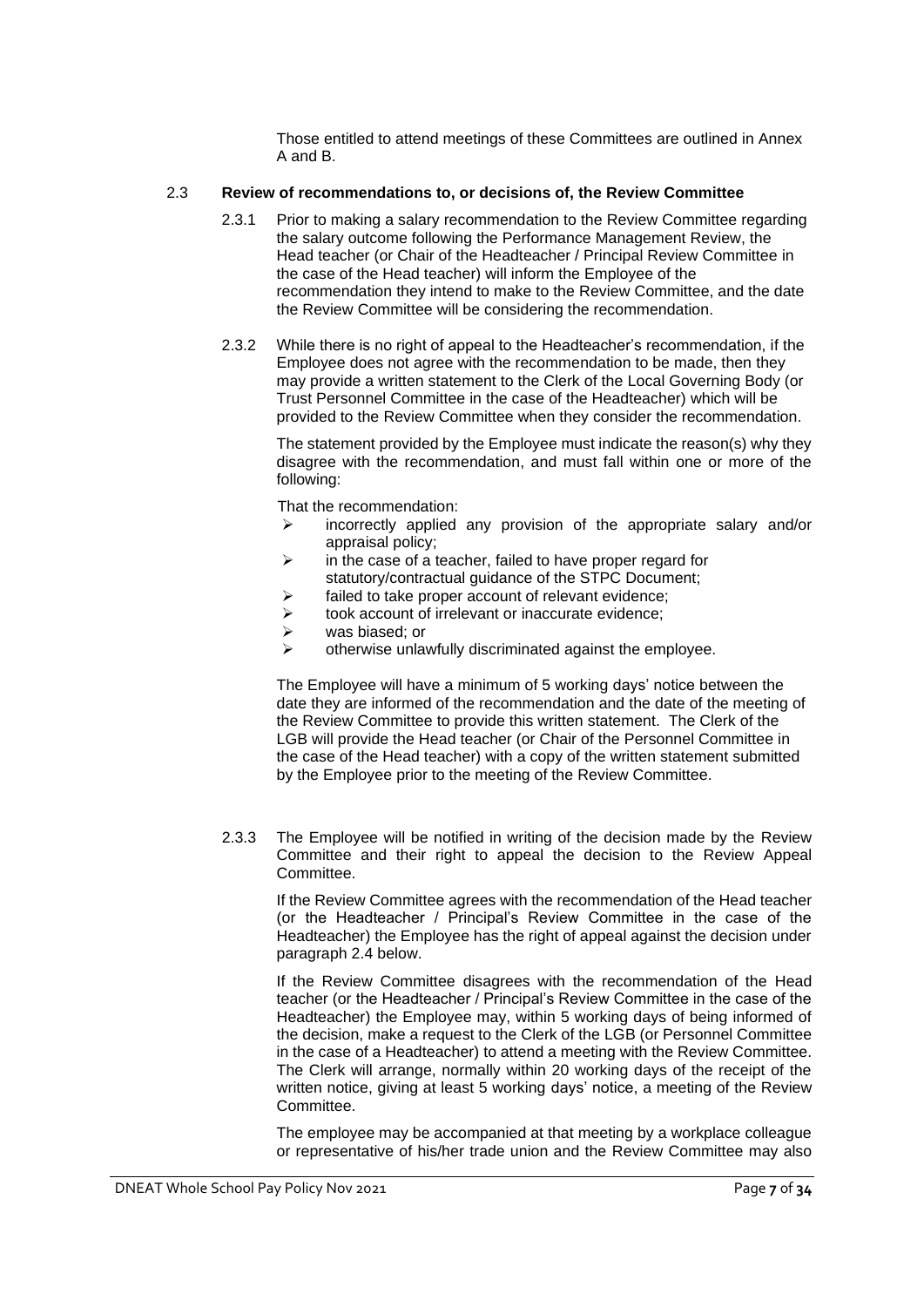Those entitled to attend meetings of these Committees are outlined in Annex A and B.

### 2.3 Review of recommendations to, or decisions of, the Review Committee

2.3.1 Prior to making a salary recommendation to the Review Committee regarding the salary outcome following the Performance Management Review, the Head teacher (or Chair of the Headteacher / Principal Review Committee in the case of the Head teacher) will inform the Employee of the recommendation they intend to make to the Review Committee, and the date the Review Committee will be considering the recommendation.

2.3.2 While there is no right of appeal to the Headteacher's recommendation, if the Employee does not agree with the recommendation to be made, then they may provide a written statement to the Clerk of the Local Governing Body (or Trust Personnel Committee in the case of the Headteacher) which will be provided to the Review Committee when they consider the recommendation.

The statement provided by the Employee must indicate the reason(s) why they disagree with the recommendation, and must fall within one or more of the following:

That the recommendation:

- incorrectly applied any provision of the appropriate salary and/or appraisal policy;
- in the case of a teacher, failed to have proper regard for statutory/contractual guidance of the STPC Document;
- failed to take proper account of relevant evidence;
- took account of irrelevant or inaccurate evidence;
- was biased; or
- otherwise unlawfully discriminated against the employee.

The Employee will have a minimum of 5 working days' notice between the date they are informed of the recommendation and the date of the meeting of the Review Committee to provide this written statement. The Clerk of the LGB will provide the Head teacher (or Chair of the Personnel Committee in the case of the Head teacher) with a copy of the written statement submitted by the Employee prior to the meeting of the Review Committee.

2.3.3 The Employee will be notified in writing of the decision made by the Review Committee and their right to appeal the decision to the Review Appeal Committee.

If the Review Committee agrees with the recommendation of the Head teacher (or the Headteacher / Principal's Review Committee in the case of the Headteacher) the Employee has the right of appeal against the decision under paragraph 2.4 below.

If the Review Committee disagrees with the recommendation of the Head teacher (or the Headteacher / Principal's Review Committee in the case of the Headteacher) the Employee may, within 5 working days of being informed of the decision, make a request to the Clerk of the LGB (or Personnel Committee in the case of a Headteacher) to attend a meeting with the Review Committee. The Clerk will arrange, normally within 20 working days of the receipt of the written notice, giving at least 5 working days' notice, a meeting of the Review Committee.

The employee may be accompanied at that meeting by a workplace colleague or representative of his/her trade union and the Review Committee may also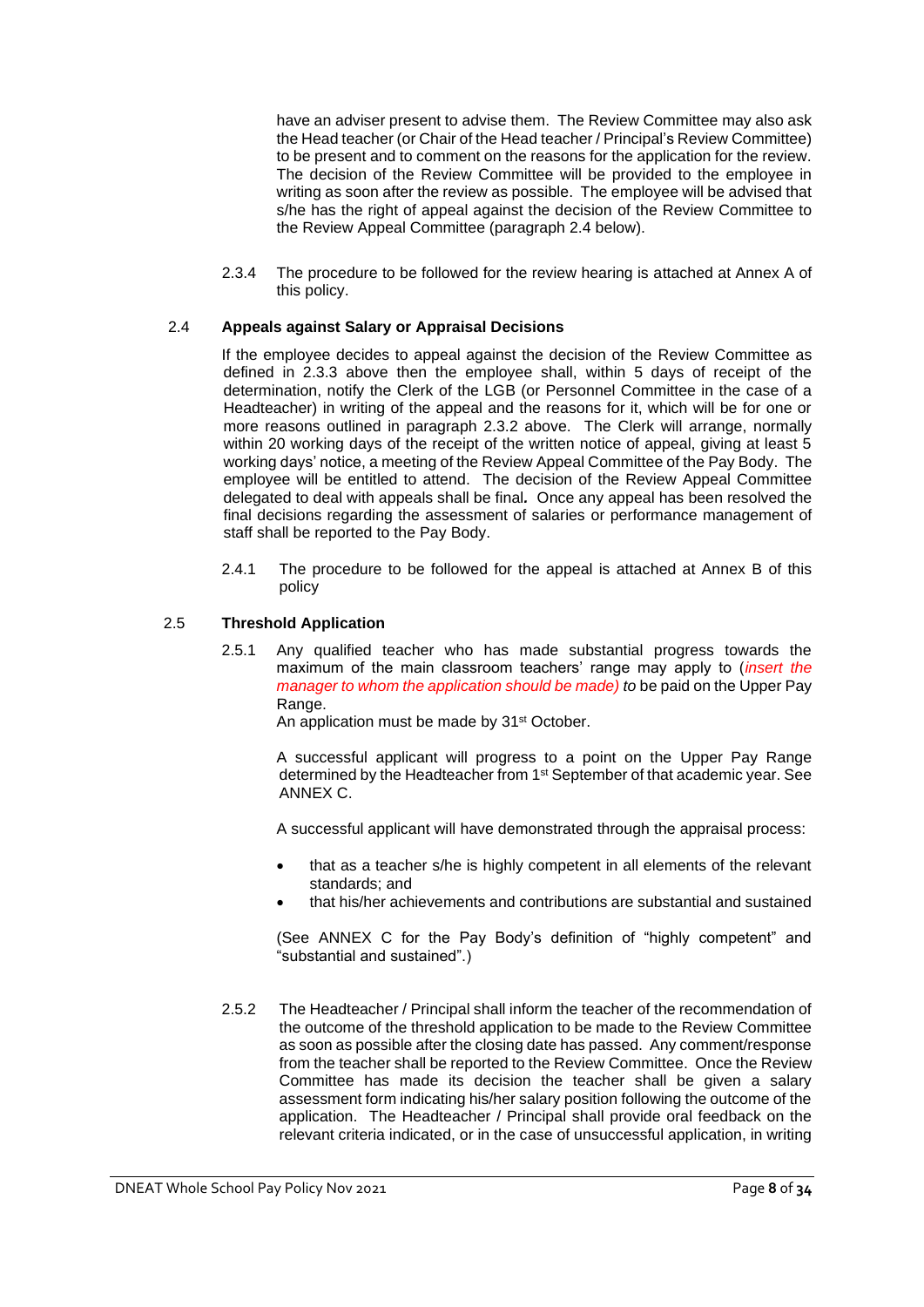have an adviser present to advise them. The Review Committee may also ask the Head teacher (or Chair of the Head teacher / Principal's Review Committee) to be present and to comment on the reasons for the application for the review. The decision of the Review Committee will be provided to the employee in writing as soon after the review as possible. The employee will be advised that s/he has the right of appeal against the decision of the Review Committee to the Review Appeal Committee (paragraph 2.4 below).

2.3.4 The procedure to be followed for the review hearing is attached at Annex A of this policy.

### 2.4 Appeals against Salary or Appraisal Decisions

If the employee decides to appeal against the decision of the Review Committee as defined in 2.3.3 above then the employee shall, within 5 days of receipt of the determination, notify the Clerk of the LGB (or Personnel Committee in the case of a Headteacher) in writing of the appeal and the reasons for it, which will be for one or more reasons outlined in paragraph 2.3.2 above. The Clerk will arrange, normally within 20 working days of the receipt of the written notice of appeal, giving at least 5 working days' notice, a meeting of the Review Appeal Committee of the Pay Body. The employee will be entitled to attend. The decision of the Review Appeal Committee delegated to deal with appeals shall be final*.* Once any appeal has been resolved the final decisions regarding the assessment of salaries or performance management of staff shall be reported to the Pay Body.

2.4.1 The procedure to be followed for the appeal is attached at Annex B of this policy

### 2.5 Threshold Application

2.5.1 Any qualified teacher who has made substantial progress towards the maximum of the main classroom teachers' range may apply to (*insert the manager to whom the application should be made) to* be paid on the Upper Pay Range.

An application must be made by 31st October.

A successful applicant will progress to a point on the Upper Pay Range determined by the Headteacher from 1st September of that academic year. See ANNEX C.

A successful applicant will have demonstrated through the appraisal process:

- that as a teacher s/he is highly competent in all elements of the relevant standards; and
- that his/her achievements and contributions are substantial and sustained

(See ANNEX C for the Pay Body's definition of "highly competent" and "substantial and sustained".)

2.5.2 The Headteacher / Principal shall inform the teacher of the recommendation of the outcome of the threshold application to be made to the Review Committee as soon as possible after the closing date has passed. Any comment/response from the teacher shall be reported to the Review Committee. Once the Review Committee has made its decision the teacher shall be given a salary assessment form indicating his/her salary position following the outcome of the application. The Headteacher / Principal shall provide oral feedback on the relevant criteria indicated, or in the case of unsuccessful application, in writing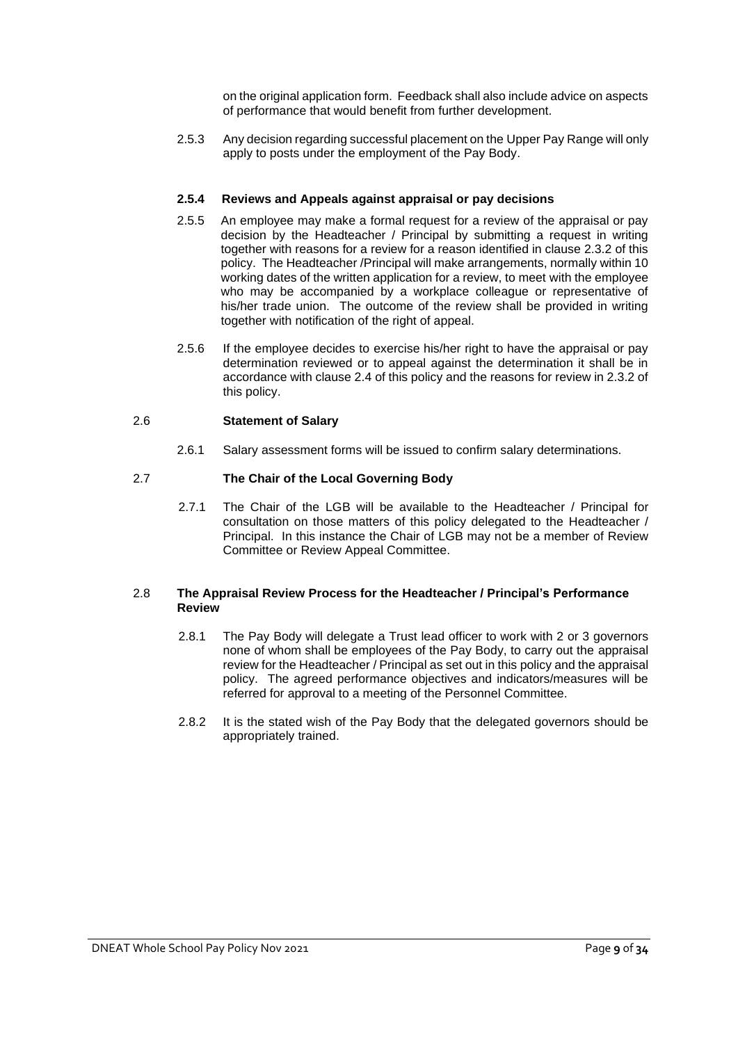on the original application form. Feedback shall also include advice on aspects of performance that would benefit from further development.

2.5.3 Any decision regarding successful placement on the Upper Pay Range will only apply to posts under the employment of the Pay Body.

**2.5.4 Reviews and Appeals against appraisal or pay decisions**

2.5.5 An employee may make a formal request for a review of the appraisal or pay decision by the Headteacher / Principal by submitting a request in writing together with reasons for a review for a reason identified in clause 2.3.2 of this policy. The Headteacher /Principal will make arrangements, normally within 10 working dates of the written application for a review, to meet with the employee who may be accompanied by a workplace colleague or representative of his/her trade union. The outcome of the review shall be provided in writing together with notification of the right of appeal.

2.5.6 If the employee decides to exercise his/her right to have the appraisal or pay determination reviewed or to appeal against the determination it shall be in accordance with clause 2.4 of this policy and the reasons for review in 2.3.2 of this policy.

### 2.6 Statement of Salary

2.6.1 Salary assessment forms will be issued to confirm salary determinations.

### 2.7 The Chair of the Local Governing Body

2.7.1 The Chair of the LGB will be available to the Headteacher / Principal for consultation on those matters of this policy delegated to the Headteacher / Principal. In this instance the Chair of LGB may not be a member of Review Committee or Review Appeal Committee.

### 2.8 The Appraisal Review Process for the Headteacher / Principal's Performance Review

2.8.1 The Pay Body will delegate a Trust lead officer to work with 2 or 3 governors none of whom shall be employees of the Pay Body, to carry out the appraisal review for the Headteacher / Principal as set out in this policy and the appraisal policy. The agreed performance objectives and indicators/measures will be referred for approval to a meeting of the Personnel Committee.

2.8.2 It is the stated wish of the Pay Body that the delegated governors should be appropriately trained.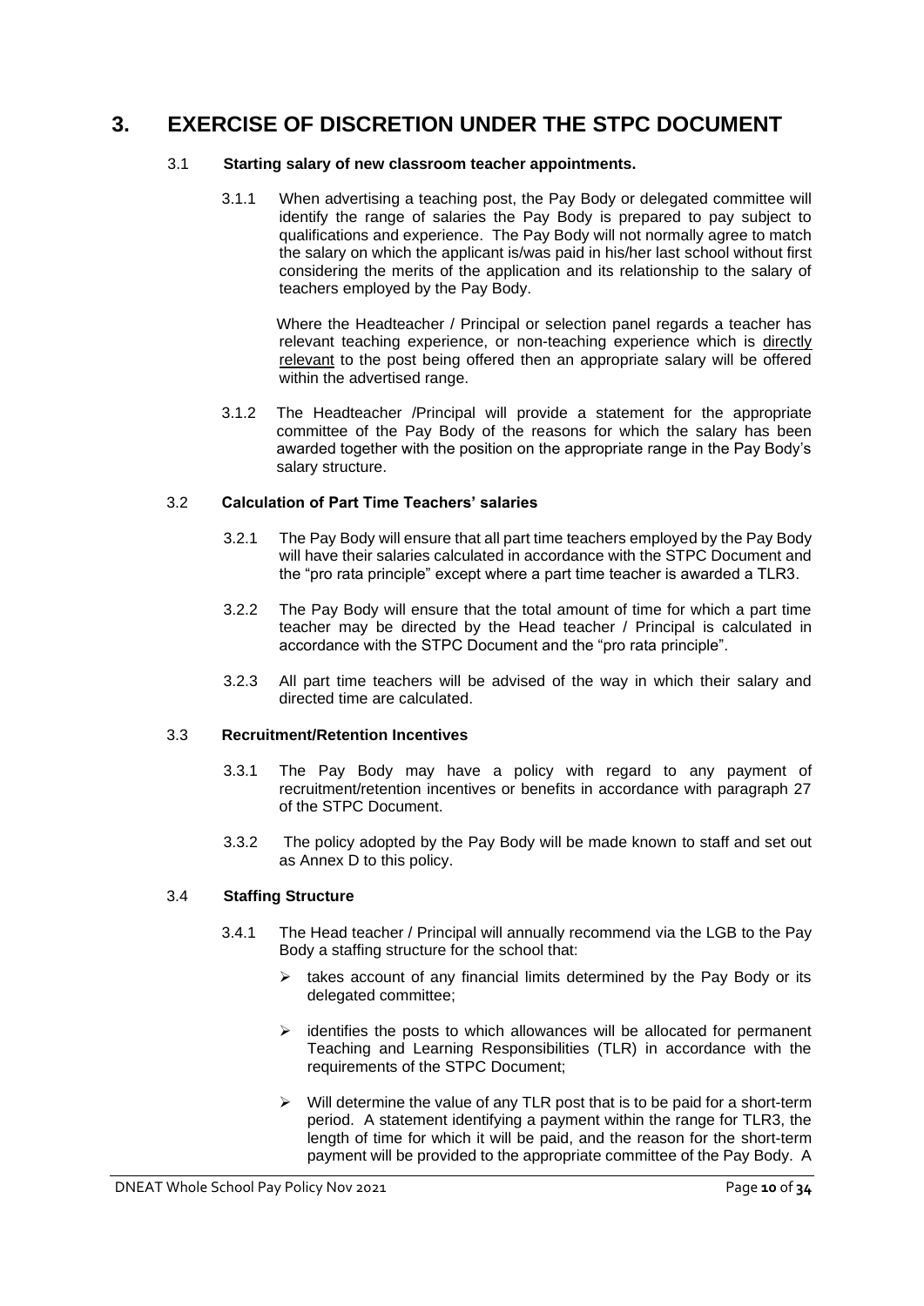# 3. EXERCISE OF DISCRETION UNDER THE STPC DOCUMENT

## 3.1 Starting salary of new classroom teacher appointments.

3.1.1 When advertising a teaching post, the Pay Body or delegated committee will identify the range of salaries the Pay Body is prepared to pay subject to qualifications and experience. The Pay Body will not normally agree to match the salary on which the applicant is/was paid in his/her last school without first considering the merits of the application and its relationship to the salary of teachers employed by the Pay Body.

Where the Headteacher / Principal or selection panel regards a teacher has relevant teaching experience, or non-teaching experience which is directly relevant to the post being offered then an appropriate salary will be offered within the advertised range.

3.1.2 The Headteacher /Principal will provide a statement for the appropriate committee of the Pay Body of the reasons for which the salary has been awarded together with the position on the appropriate range in the Pay Body's salary structure.

## 3.2 Calculation of Part Time Teachers' salaries

3.2.1 The Pay Body will ensure that all part time teachers employed by the Pay Body will have their salaries calculated in accordance with the STPC Document and the "pro rata principle" except where a part time teacher is awarded a TLR3.

3.2.2 The Pay Body will ensure that the total amount of time for which a part time teacher may be directed by the Head teacher / Principal is calculated in accordance with the STPC Document and the "pro rata principle".

3.2.3 All part time teachers will be advised of the way in which their salary and directed time are calculated.

## 3.3 Recruitment/Retention Incentives

3.3.1 The Pay Body may have a policy with regard to any payment of recruitment/retention incentives or benefits in accordance with paragraph 27 of the STPC Document.

3.3.2 The policy adopted by the Pay Body will be made known to staff and set out as Annex D to this policy.

## 3.4 Staffing Structure

3.4.1 The Head teacher / Principal will annually recommend via the LGB to the Pay Body a staffing structure for the school that:

- takes account of any financial limits determined by the Pay Body or its delegated committee;
- identifies the posts to which allowances will be allocated for permanent Teaching and Learning Responsibilities (TLR) in accordance with the requirements of the STPC Document;
- Will determine the value of any TLR post that is to be paid for a short-term period. A statement identifying a payment within the range for TLR3, the length of time for which it will be paid, and the reason for the short-term payment will be provided to the appropriate committee of the Pay Body. A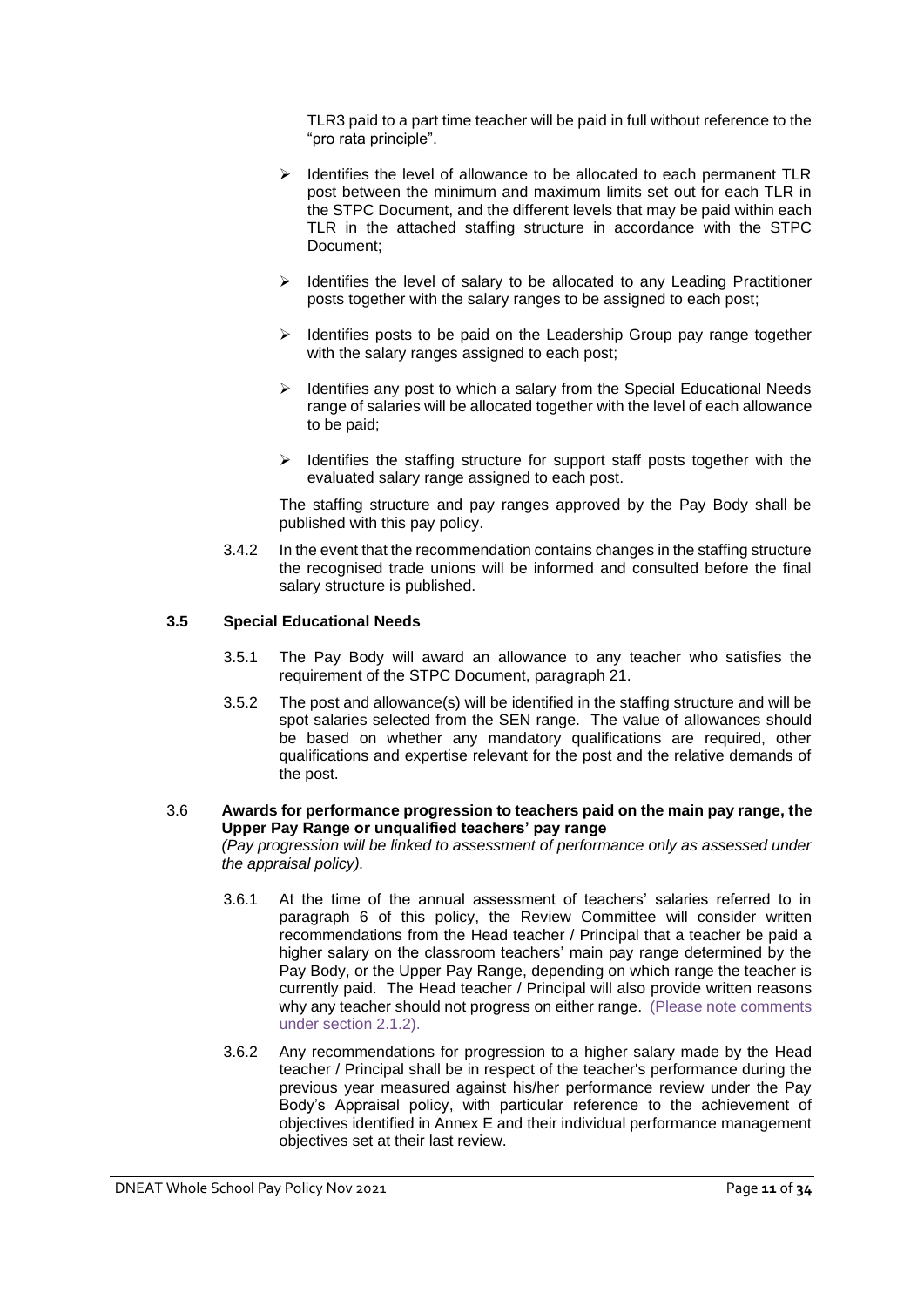TLR3 paid to a part time teacher will be paid in full without reference to the "pro rata principle".

- Identifies the level of allowance to be allocated to each permanent TLR post between the minimum and maximum limits set out for each TLR in the STPC Document, and the different levels that may be paid within each TLR in the attached staffing structure in accordance with the STPC Document;
- Identifies the level of salary to be allocated to any Leading Practitioner posts together with the salary ranges to be assigned to each post;
- Identifies posts to be paid on the Leadership Group pay range together with the salary ranges assigned to each post;
- Identifies any post to which a salary from the Special Educational Needs range of salaries will be allocated together with the level of each allowance to be paid;
- Identifies the staffing structure for support staff posts together with the evaluated salary range assigned to each post.

The staffing structure and pay ranges approved by the Pay Body shall be published with this pay policy.

3.4.2 In the event that the recommendation contains changes in the staffing structure the recognised trade unions will be informed and consulted before the final salary structure is published.

### 3.5 Special Educational Needs

3.5.1 The Pay Body will award an allowance to any teacher who satisfies the requirement of the STPC Document, paragraph 21.

3.5.2 The post and allowance(s) will be identified in the staffing structure and will be spot salaries selected from the SEN range. The value of allowances should be based on whether any mandatory qualifications are required, other qualifications and expertise relevant for the post and the relative demands of the post.

### 3.6 Awards for performance progression to teachers paid on the main pay range, the Upper Pay Range or unqualified teachers' pay range

*(Pay progression will be linked to assessment of performance only as assessed under the appraisal policy).*

3.6.1 At the time of the annual assessment of teachers' salaries referred to in paragraph 6 of this policy, the Review Committee will consider written recommendations from the Head teacher / Principal that a teacher be paid a higher salary on the classroom teachers' main pay range determined by the Pay Body, or the Upper Pay Range, depending on which range the teacher is currently paid. The Head teacher / Principal will also provide written reasons why any teacher should not progress on either range. (Please note comments under section 2.1.2).

3.6.2 Any recommendations for progression to a higher salary made by the Head teacher / Principal shall be in respect of the teacher's performance during the previous year measured against his/her performance review under the Pay Body's Appraisal policy, with particular reference to the achievement of objectives identified in Annex E and their individual performance management objectives set at their last review.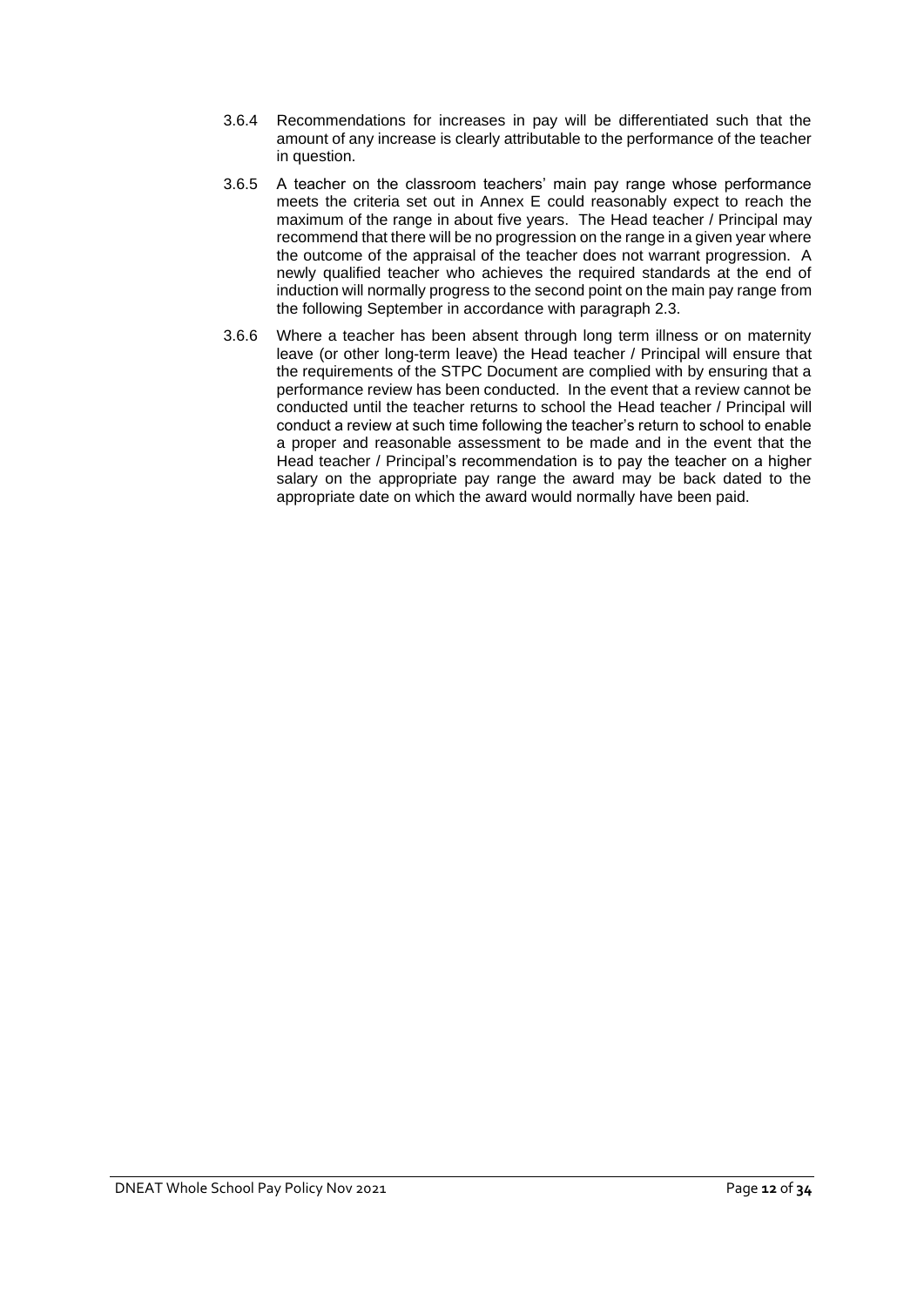3.6.4 Recommendations for increases in pay will be differentiated such that the amount of any increase is clearly attributable to the performance of the teacher in question.

3.6.5 A teacher on the classroom teachers' main pay range whose performance meets the criteria set out in Annex E could reasonably expect to reach the maximum of the range in about five years. The Head teacher / Principal may recommend that there will be no progression on the range in a given year where the outcome of the appraisal of the teacher does not warrant progression. A newly qualified teacher who achieves the required standards at the end of induction will normally progress to the second point on the main pay range from the following September in accordance with paragraph 2.3.

3.6.6 Where a teacher has been absent through long term illness or on maternity leave (or other long-term leave) the Head teacher / Principal will ensure that the requirements of the STPC Document are complied with by ensuring that a performance review has been conducted. In the event that a review cannot be conducted until the teacher returns to school the Head teacher / Principal will conduct a review at such time following the teacher's return to school to enable a proper and reasonable assessment to be made and in the event that the Head teacher / Principal's recommendation is to pay the teacher on a higher salary on the appropriate pay range the award may be back dated to the appropriate date on which the award would normally have been paid.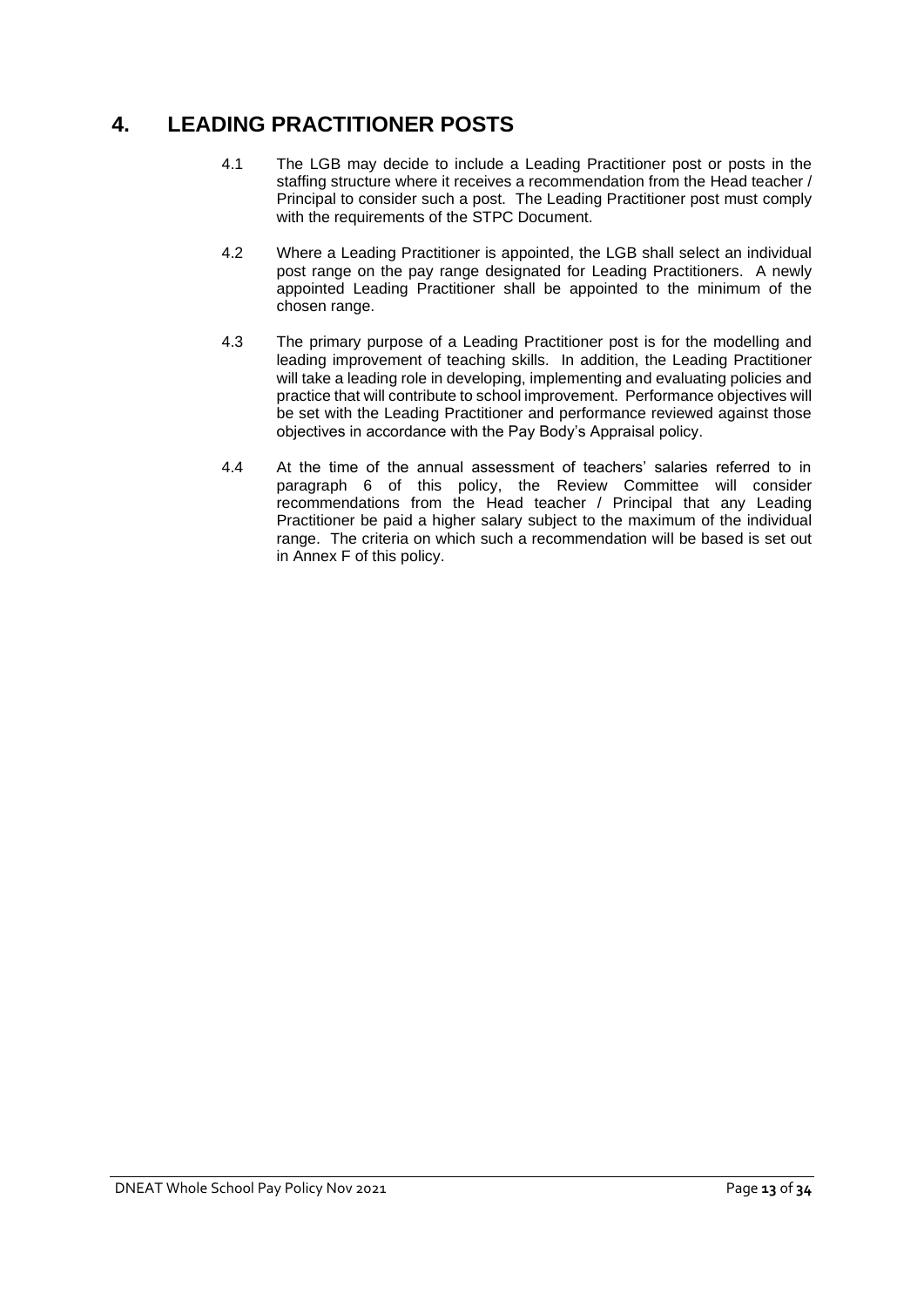## 4. LEADING PRACTITIONER POSTS

4.1 The LGB may decide to include a Leading Practitioner post or posts in the staffing structure where it receives a recommendation from the Head teacher / Principal to consider such a post. The Leading Practitioner post must comply with the requirements of the STPC Document.

4.2 Where a Leading Practitioner is appointed, the LGB shall select an individual post range on the pay range designated for Leading Practitioners. A newly appointed Leading Practitioner shall be appointed to the minimum of the chosen range.

4.3 The primary purpose of a Leading Practitioner post is for the modelling and leading improvement of teaching skills. In addition, the Leading Practitioner will take a leading role in developing, implementing and evaluating policies and practice that will contribute to school improvement. Performance objectives will be set with the Leading Practitioner and performance reviewed against those objectives in accordance with the Pay Body's Appraisal policy.

4.4 At the time of the annual assessment of teachers' salaries referred to in paragraph 6 of this policy, the Review Committee will consider recommendations from the Head teacher / Principal that any Leading Practitioner be paid a higher salary subject to the maximum of the individual range. The criteria on which such a recommendation will be based is set out in Annex F of this policy.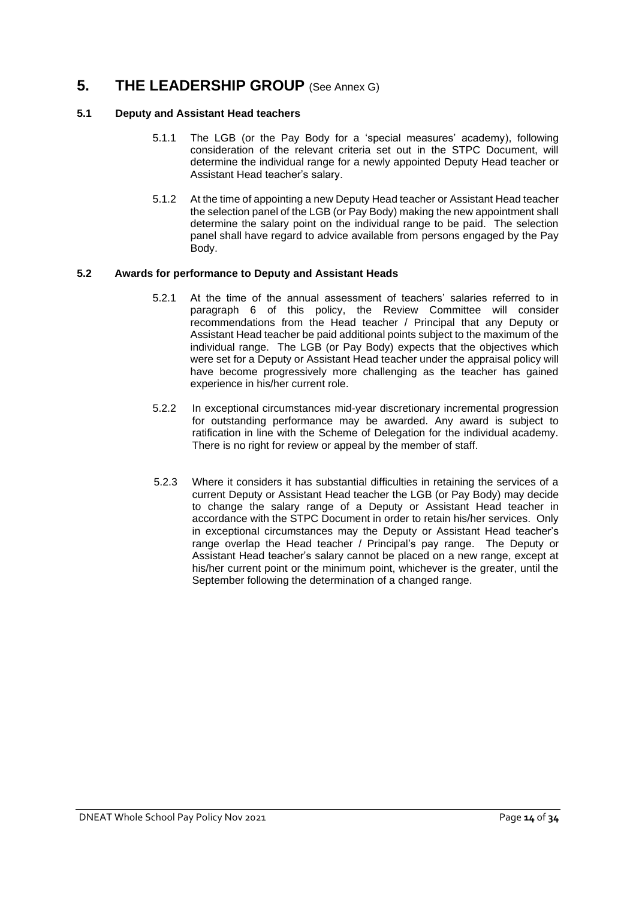# 5. THE LEADERSHIP GROUP (See Annex G)

## 5.1 Deputy and Assistant Head teachers

5.1.1 The LGB (or the Pay Body for a 'special measures' academy), following consideration of the relevant criteria set out in the STPC Document, will determine the individual range for a newly appointed Deputy Head teacher or Assistant Head teacher's salary.

5.1.2 At the time of appointing a new Deputy Head teacher or Assistant Head teacher the selection panel of the LGB (or Pay Body) making the new appointment shall determine the salary point on the individual range to be paid. The selection panel shall have regard to advice available from persons engaged by the Pay Body.

## 5.2 Awards for performance to Deputy and Assistant Heads

5.2.1 At the time of the annual assessment of teachers' salaries referred to in paragraph 6 of this policy, the Review Committee will consider recommendations from the Head teacher / Principal that any Deputy or Assistant Head teacher be paid additional points subject to the maximum of the individual range. The LGB (or Pay Body) expects that the objectives which were set for a Deputy or Assistant Head teacher under the appraisal policy will have become progressively more challenging as the teacher has gained experience in his/her current role.

5.2.2 In exceptional circumstances mid-year discretionary incremental progression for outstanding performance may be awarded. Any award is subject to ratification in line with the Scheme of Delegation for the individual academy. There is no right for review or appeal by the member of staff.

5.2.3 Where it considers it has substantial difficulties in retaining the services of a current Deputy or Assistant Head teacher the LGB (or Pay Body) may decide to change the salary range of a Deputy or Assistant Head teacher in accordance with the STPC Document in order to retain his/her services. Only in exceptional circumstances may the Deputy or Assistant Head teacher's range overlap the Head teacher / Principal's pay range. The Deputy or Assistant Head teacher's salary cannot be placed on a new range, except at his/her current point or the minimum point, whichever is the greater, until the September following the determination of a changed range.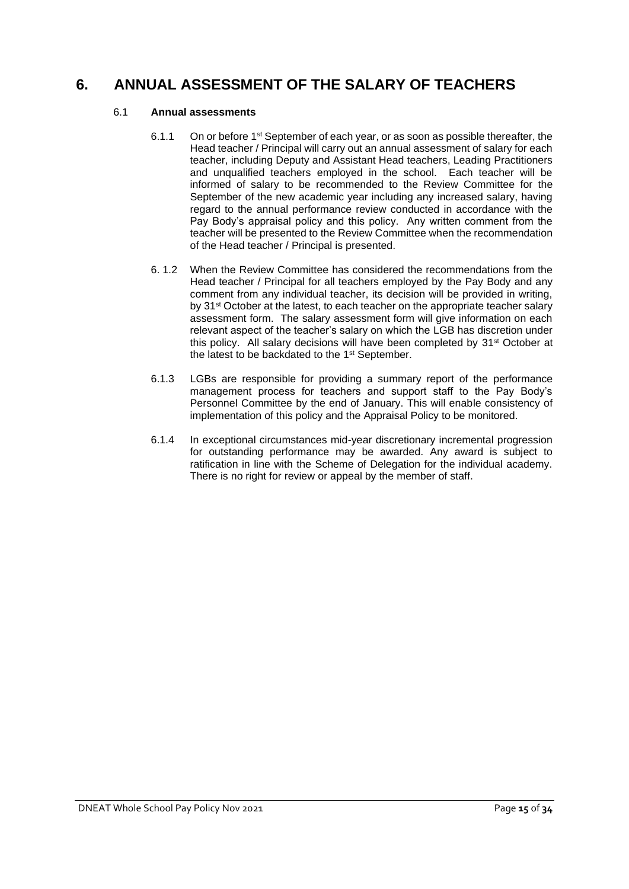# 6. ANNUAL ASSESSMENT OF THE SALARY OF TEACHERS

## 6.1 Annual assessments

6.1.1 On or before 1st September of each year, or as soon as possible thereafter, the Head teacher / Principal will carry out an annual assessment of salary for each teacher, including Deputy and Assistant Head teachers, Leading Practitioners and unqualified teachers employed in the school. Each teacher will be informed of salary to be recommended to the Review Committee for the September of the new academic year including any increased salary, having regard to the annual performance review conducted in accordance with the Pay Body's appraisal policy and this policy. Any written comment from the teacher will be presented to the Review Committee when the recommendation of the Head teacher / Principal is presented.

6. 1.2 When the Review Committee has considered the recommendations from the Head teacher / Principal for all teachers employed by the Pay Body and any comment from any individual teacher, its decision will be provided in writing, by 31st October at the latest, to each teacher on the appropriate teacher salary assessment form. The salary assessment form will give information on each relevant aspect of the teacher's salary on which the LGB has discretion under this policy. All salary decisions will have been completed by 31st October at the latest to be backdated to the 1st September.

6.1.3 LGBs are responsible for providing a summary report of the performance management process for teachers and support staff to the Pay Body's Personnel Committee by the end of January. This will enable consistency of implementation of this policy and the Appraisal Policy to be monitored.

6.1.4 In exceptional circumstances mid-year discretionary incremental progression for outstanding performance may be awarded. Any award is subject to ratification in line with the Scheme of Delegation for the individual academy. There is no right for review or appeal by the member of staff.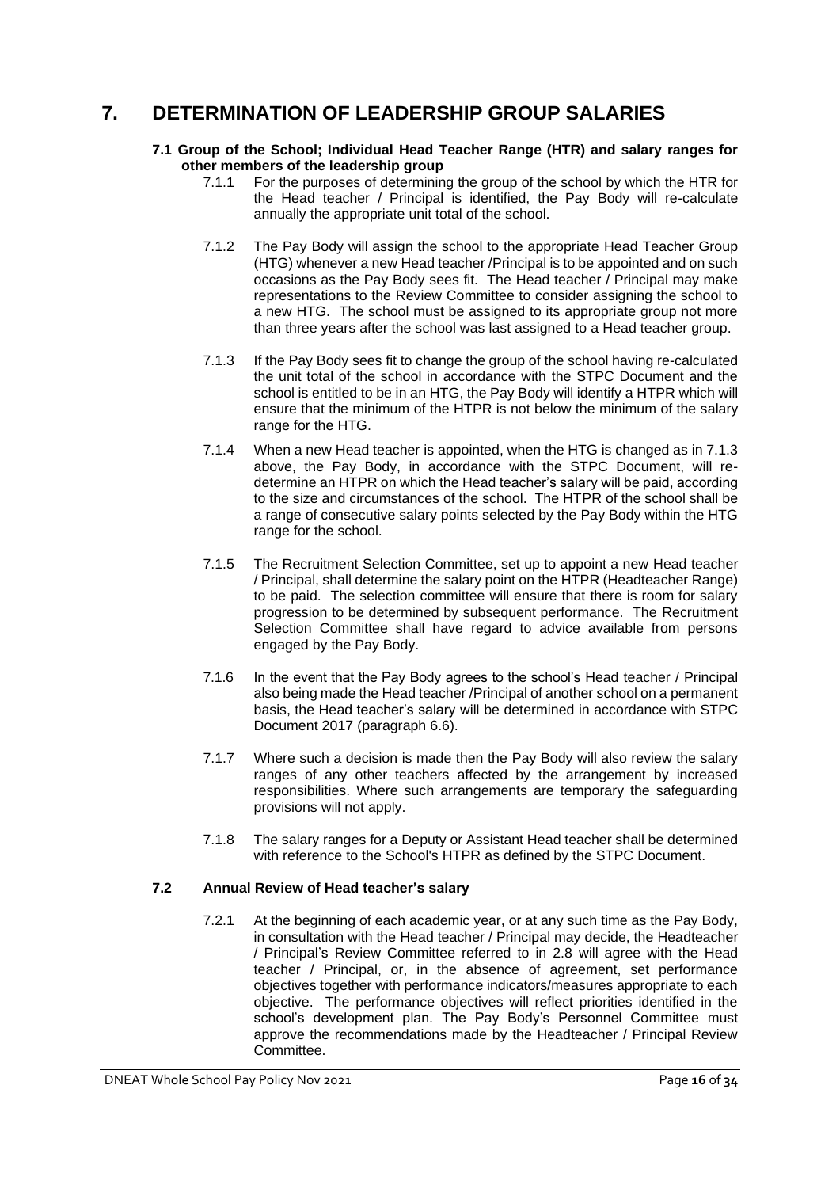# 7. DETERMINATION OF LEADERSHIP GROUP SALARIES

**7.1 Group of the School; Individual Head Teacher Range (HTR) and salary ranges for other members of the leadership group**

7.1.1 For the purposes of determining the group of the school by which the HTR for the Head teacher / Principal is identified, the Pay Body will re-calculate annually the appropriate unit total of the school.

7.1.2 The Pay Body will assign the school to the appropriate Head Teacher Group (HTG) whenever a new Head teacher /Principal is to be appointed and on such occasions as the Pay Body sees fit. The Head teacher / Principal may make representations to the Review Committee to consider assigning the school to a new HTG. The school must be assigned to its appropriate group not more than three years after the school was last assigned to a Head teacher group.

7.1.3 If the Pay Body sees fit to change the group of the school having re-calculated the unit total of the school in accordance with the STPC Document and the school is entitled to be in an HTG, the Pay Body will identify a HTPR which will ensure that the minimum of the HTPR is not below the minimum of the salary range for the HTG.

7.1.4 When a new Head teacher is appointed, when the HTG is changed as in 7.1.3 above, the Pay Body, in accordance with the STPC Document, will re-determine an HTPR on which the Head teacher's salary will be paid, according to the size and circumstances of the school. The HTPR of the school shall be a range of consecutive salary points selected by the Pay Body within the HTG range for the school.

7.1.5 The Recruitment Selection Committee, set up to appoint a new Head teacher / Principal, shall determine the salary point on the HTPR (Headteacher Range) to be paid. The selection committee will ensure that there is room for salary progression to be determined by subsequent performance. The Recruitment Selection Committee shall have regard to advice available from persons engaged by the Pay Body.

7.1.6 In the event that the Pay Body agrees to the school's Head teacher / Principal also being made the Head teacher /Principal of another school on a permanent basis, the Head teacher's salary will be determined in accordance with STPC Document 2017 (paragraph 6.6).

7.1.7 Where such a decision is made then the Pay Body will also review the salary ranges of any other teachers affected by the arrangement by increased responsibilities. Where such arrangements are temporary the safeguarding provisions will not apply.

7.1.8 The salary ranges for a Deputy or Assistant Head teacher shall be determined with reference to the School's HTPR as defined by the STPC Document.

**7.2 Annual Review of Head teacher's salary**

7.2.1 At the beginning of each academic year, or at any such time as the Pay Body, in consultation with the Head teacher / Principal may decide, the Headteacher / Principal's Review Committee referred to in 2.8 will agree with the Head teacher / Principal, or, in the absence of agreement, set performance objectives together with performance indicators/measures appropriate to each objective. The performance objectives will reflect priorities identified in the school's development plan. The Pay Body's Personnel Committee must approve the recommendations made by the Headteacher / Principal Review Committee.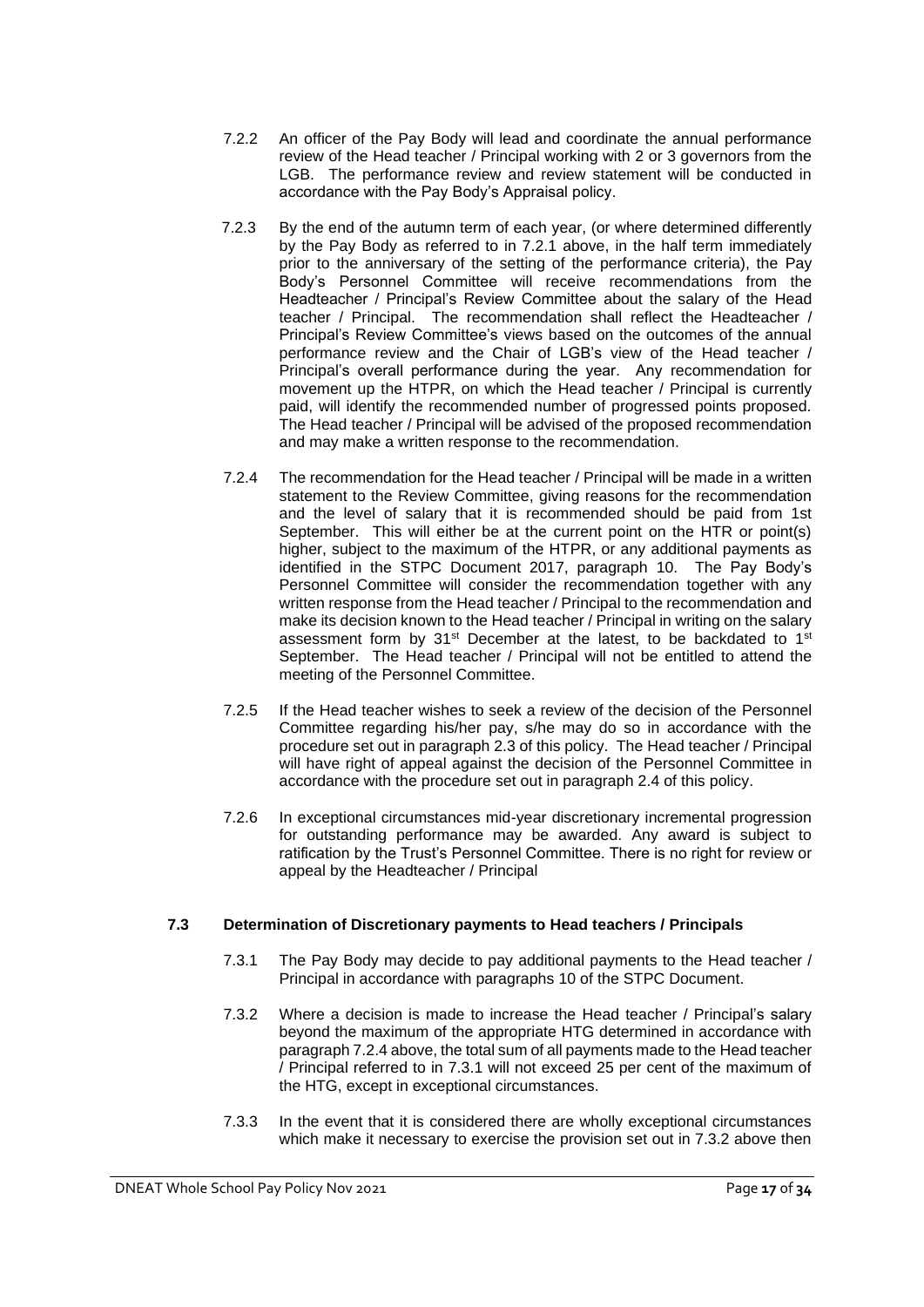7.2.2 An officer of the Pay Body will lead and coordinate the annual performance review of the Head teacher / Principal working with 2 or 3 governors from the LGB. The performance review and review statement will be conducted in accordance with the Pay Body's Appraisal policy.

7.2.3 By the end of the autumn term of each year, (or where determined differently by the Pay Body as referred to in 7.2.1 above, in the half term immediately prior to the anniversary of the setting of the performance criteria), the Pay Body's Personnel Committee will receive recommendations from the Headteacher / Principal's Review Committee about the salary of the Head teacher / Principal. The recommendation shall reflect the Headteacher / Principal's Review Committee's views based on the outcomes of the annual performance review and the Chair of LGB's view of the Head teacher / Principal's overall performance during the year. Any recommendation for movement up the HTPR, on which the Head teacher / Principal is currently paid, will identify the recommended number of progressed points proposed. The Head teacher / Principal will be advised of the proposed recommendation and may make a written response to the recommendation.

7.2.4 The recommendation for the Head teacher / Principal will be made in a written statement to the Review Committee, giving reasons for the recommendation and the level of salary that it is recommended should be paid from 1st September. This will either be at the current point on the HTR or point(s) higher, subject to the maximum of the HTPR, or any additional payments as identified in the STPC Document 2017, paragraph 10. The Pay Body's Personnel Committee will consider the recommendation together with any written response from the Head teacher / Principal to the recommendation and make its decision known to the Head teacher / Principal in writing on the salary assessment form by 31st December at the latest, to be backdated to 1st September. The Head teacher / Principal will not be entitled to attend the meeting of the Personnel Committee.

7.2.5 If the Head teacher wishes to seek a review of the decision of the Personnel Committee regarding his/her pay, s/he may do so in accordance with the procedure set out in paragraph 2.3 of this policy. The Head teacher / Principal will have right of appeal against the decision of the Personnel Committee in accordance with the procedure set out in paragraph 2.4 of this policy.

7.2.6 In exceptional circumstances mid-year discretionary incremental progression for outstanding performance may be awarded. Any award is subject to ratification by the Trust's Personnel Committee. There is no right for review or appeal by the Headteacher / Principal

### 7.3 Determination of Discretionary payments to Head teachers / Principals

7.3.1 The Pay Body may decide to pay additional payments to the Head teacher / Principal in accordance with paragraphs 10 of the STPC Document.

7.3.2 Where a decision is made to increase the Head teacher / Principal's salary beyond the maximum of the appropriate HTG determined in accordance with paragraph 7.2.4 above, the total sum of all payments made to the Head teacher / Principal referred to in 7.3.1 will not exceed 25 per cent of the maximum of the HTG, except in exceptional circumstances.

7.3.3 In the event that it is considered there are wholly exceptional circumstances which make it necessary to exercise the provision set out in 7.3.2 above then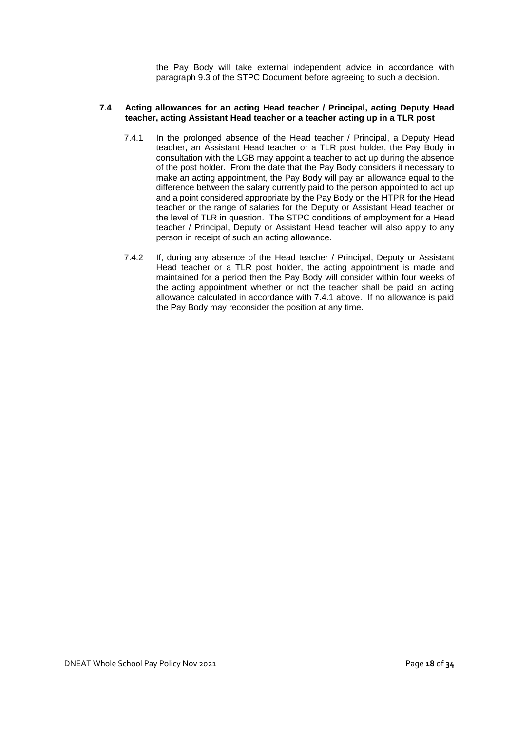the Pay Body will take external independent advice in accordance with paragraph 9.3 of the STPC Document before agreeing to such a decision.

### 7.4 Acting allowances for an acting Head teacher / Principal, acting Deputy Head teacher, acting Assistant Head teacher or a teacher acting up in a TLR post

7.4.1 In the prolonged absence of the Head teacher / Principal, a Deputy Head teacher, an Assistant Head teacher or a TLR post holder, the Pay Body in consultation with the LGB may appoint a teacher to act up during the absence of the post holder. From the date that the Pay Body considers it necessary to make an acting appointment, the Pay Body will pay an allowance equal to the difference between the salary currently paid to the person appointed to act up and a point considered appropriate by the Pay Body on the HTPR for the Head teacher or the range of salaries for the Deputy or Assistant Head teacher or the level of TLR in question. The STPC conditions of employment for a Head teacher / Principal, Deputy or Assistant Head teacher will also apply to any person in receipt of such an acting allowance.

7.4.2 If, during any absence of the Head teacher / Principal, Deputy or Assistant Head teacher or a TLR post holder, the acting appointment is made and maintained for a period then the Pay Body will consider within four weeks of the acting appointment whether or not the teacher shall be paid an acting allowance calculated in accordance with 7.4.1 above. If no allowance is paid the Pay Body may reconsider the position at any time.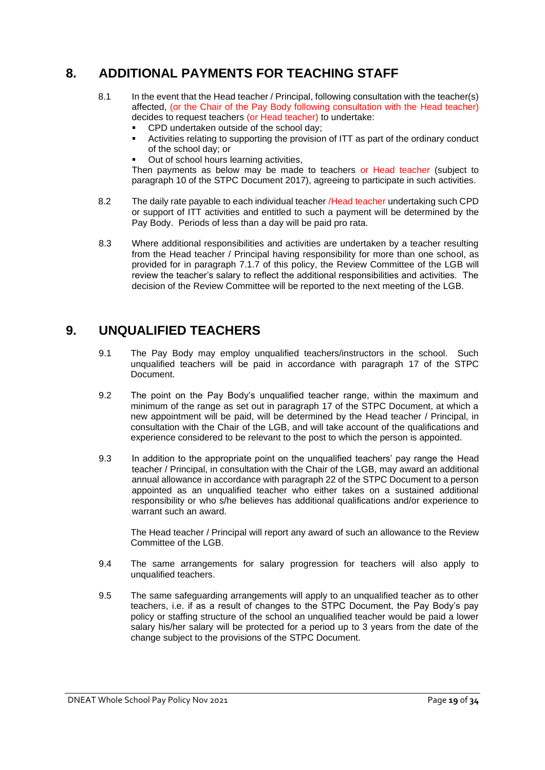## 8. ADDITIONAL PAYMENTS FOR TEACHING STAFF

8.1 In the event that the Head teacher / Principal, following consultation with the teacher(s) affected, (or the Chair of the Pay Body following consultation with the Head teacher) decides to request teachers (or Head teacher) to undertake:

- CPD undertaken outside of the school day;
- Activities relating to supporting the provision of ITT as part of the ordinary conduct of the school day; or
- Out of school hours learning activities,

Then payments as below may be made to teachers or Head teacher (subject to paragraph 10 of the STPC Document 2017), agreeing to participate in such activities.

8.2 The daily rate payable to each individual teacher /Head teacher undertaking such CPD or support of ITT activities and entitled to such a payment will be determined by the Pay Body. Periods of less than a day will be paid pro rata.

8.3 Where additional responsibilities and activities are undertaken by a teacher resulting from the Head teacher / Principal having responsibility for more than one school, as provided for in paragraph 7.1.7 of this policy, the Review Committee of the LGB will review the teacher's salary to reflect the additional responsibilities and activities. The decision of the Review Committee will be reported to the next meeting of the LGB.

## 9. UNQUALIFIED TEACHERS

9.1 The Pay Body may employ unqualified teachers/instructors in the school. Such unqualified teachers will be paid in accordance with paragraph 17 of the STPC Document.

9.2 The point on the Pay Body's unqualified teacher range, within the maximum and minimum of the range as set out in paragraph 17 of the STPC Document, at which a new appointment will be paid, will be determined by the Head teacher / Principal, in consultation with the Chair of the LGB, and will take account of the qualifications and experience considered to be relevant to the post to which the person is appointed.

9.3 In addition to the appropriate point on the unqualified teachers' pay range the Head teacher / Principal, in consultation with the Chair of the LGB, may award an additional annual allowance in accordance with paragraph 22 of the STPC Document to a person appointed as an unqualified teacher who either takes on a sustained additional responsibility or who s/he believes has additional qualifications and/or experience to warrant such an award.

The Head teacher / Principal will report any award of such an allowance to the Review Committee of the LGB.

9.4 The same arrangements for salary progression for teachers will also apply to unqualified teachers.

9.5 The same safeguarding arrangements will apply to an unqualified teacher as to other teachers, i.e. if as a result of changes to the STPC Document, the Pay Body's pay policy or staffing structure of the school an unqualified teacher would be paid a lower salary his/her salary will be protected for a period up to 3 years from the date of the change subject to the provisions of the STPC Document.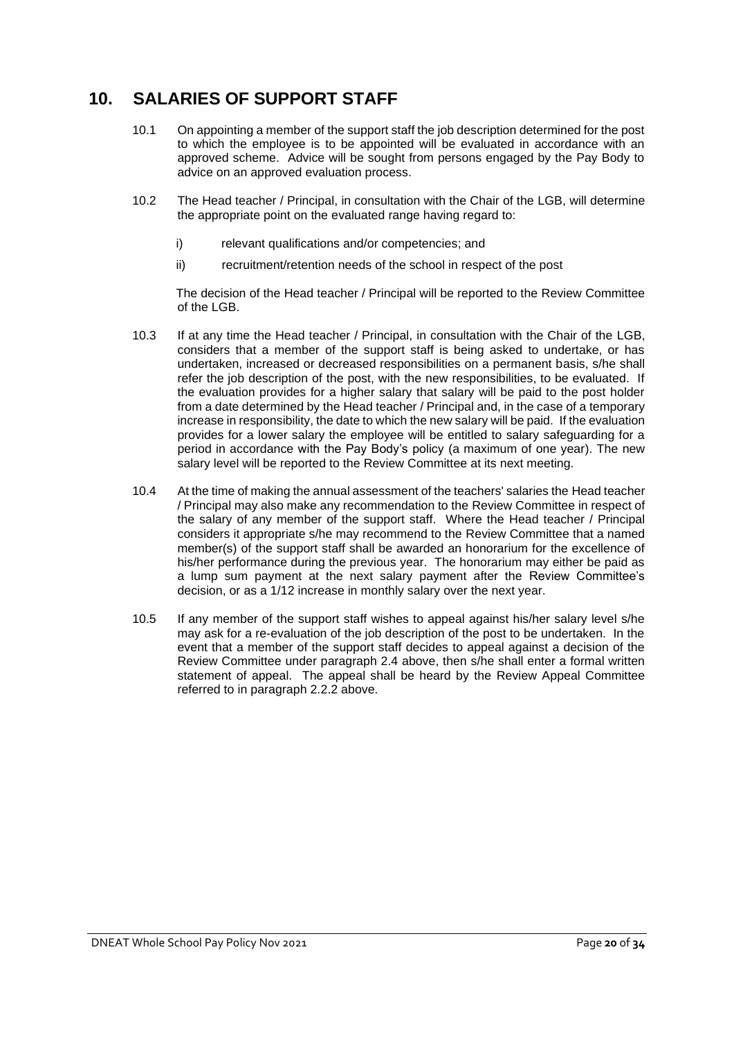## 10. SALARIES OF SUPPORT STAFF

10.1 On appointing a member of the support staff the job description determined for the post to which the employee is to be appointed will be evaluated in accordance with an approved scheme. Advice will be sought from persons engaged by the Pay Body to advice on an approved evaluation process.

10.2 The Head teacher / Principal, in consultation with the Chair of the LGB, will determine the appropriate point on the evaluated range having regard to:

i) relevant qualifications and/or competencies; and

ii) recruitment/retention needs of the school in respect of the post

The decision of the Head teacher / Principal will be reported to the Review Committee of the LGB.

10.3 If at any time the Head teacher / Principal, in consultation with the Chair of the LGB, considers that a member of the support staff is being asked to undertake, or has undertaken, increased or decreased responsibilities on a permanent basis, s/he shall refer the job description of the post, with the new responsibilities, to be evaluated. If the evaluation provides for a higher salary that salary will be paid to the post holder from a date determined by the Head teacher / Principal and, in the case of a temporary increase in responsibility, the date to which the new salary will be paid. If the evaluation provides for a lower salary the employee will be entitled to salary safeguarding for a period in accordance with the Pay Body's policy (a maximum of one year). The new salary level will be reported to the Review Committee at its next meeting.

10.4 At the time of making the annual assessment of the teachers' salaries the Head teacher / Principal may also make any recommendation to the Review Committee in respect of the salary of any member of the support staff. Where the Head teacher / Principal considers it appropriate s/he may recommend to the Review Committee that a named member(s) of the support staff shall be awarded an honorarium for the excellence of his/her performance during the previous year. The honorarium may either be paid as a lump sum payment at the next salary payment after the Review Committee's decision, or as a 1/12 increase in monthly salary over the next year.

10.5 If any member of the support staff wishes to appeal against his/her salary level s/he may ask for a re-evaluation of the job description of the post to be undertaken. In the event that a member of the support staff decides to appeal against a decision of the Review Committee under paragraph 2.4 above, then s/he shall enter a formal written statement of appeal. The appeal shall be heard by the Review Appeal Committee referred to in paragraph 2.2.2 above.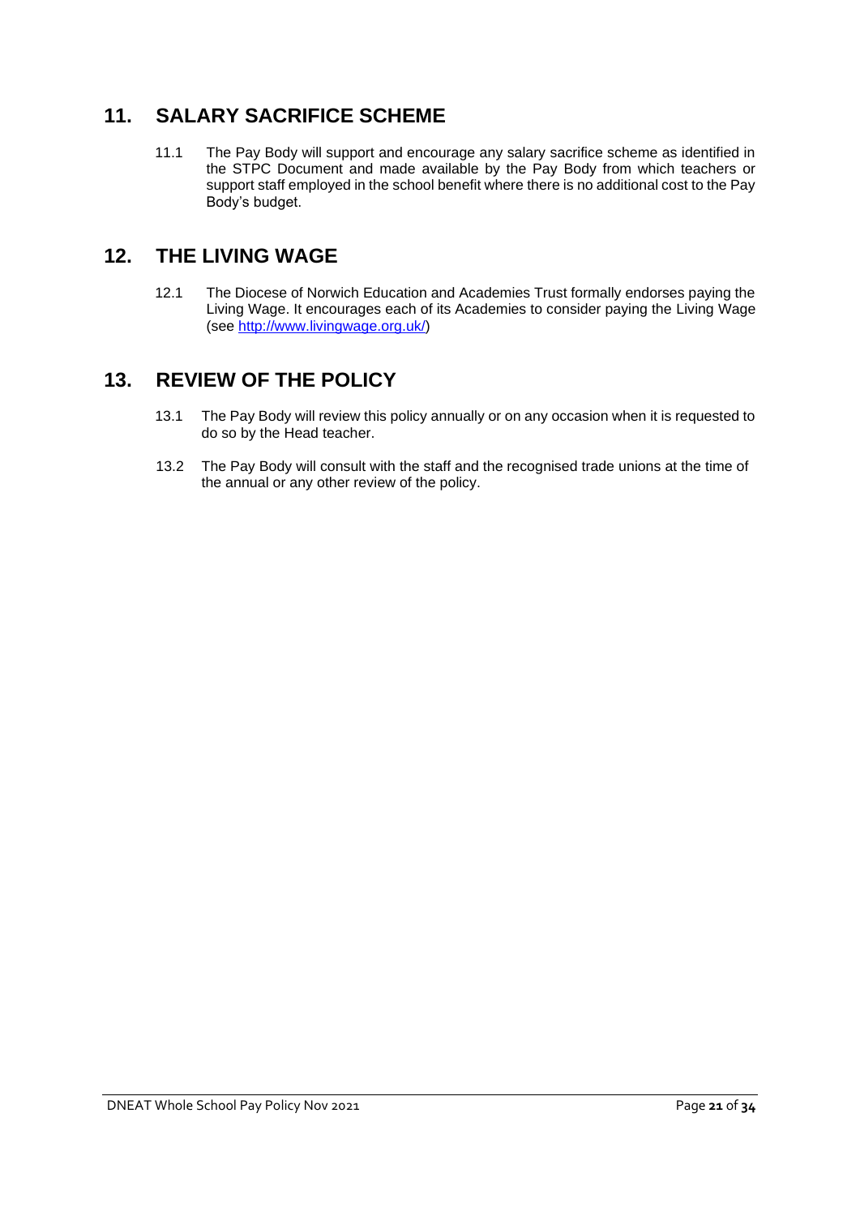## 11. SALARY SACRIFICE SCHEME

11.1 The Pay Body will support and encourage any salary sacrifice scheme as identified in the STPC Document and made available by the Pay Body from which teachers or support staff employed in the school benefit where there is no additional cost to the Pay Body's budget.

## 12. THE LIVING WAGE

12.1 The Diocese of Norwich Education and Academies Trust formally endorses paying the Living Wage. It encourages each of its Academies to consider paying the Living Wage (see [http://www.livingwage.org.uk/](http://www.livingwage.org.uk/))

## 13. REVIEW OF THE POLICY

13.1 The Pay Body will review this policy annually or on any occasion when it is requested to do so by the Head teacher.

13.2 The Pay Body will consult with the staff and the recognised trade unions at the time of the annual or any other review of the policy.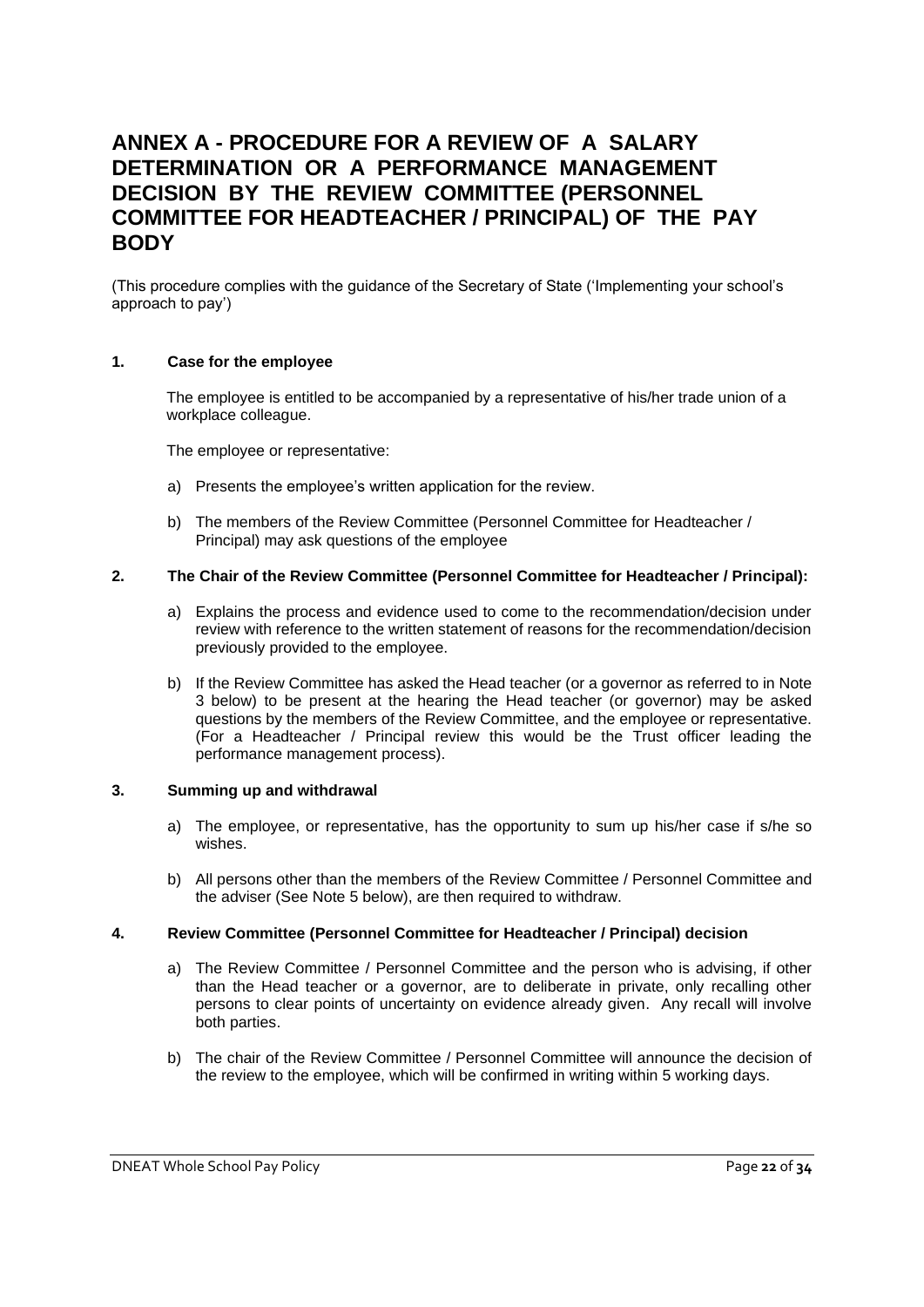# ANNEX A - PROCEDURE FOR A REVIEW OF A SALARY DETERMINATION OR A PERFORMANCE MANAGEMENT DECISION BY THE REVIEW COMMITTEE (PERSONNEL COMMITTEE FOR HEADTEACHER / PRINCIPAL) OF THE PAY BODY

(This procedure complies with the guidance of the Secretary of State ('Implementing your school's approach to pay')

## 1. Case for the employee

The employee is entitled to be accompanied by a representative of his/her trade union of a workplace colleague.

The employee or representative:

a) Presents the employee's written application for the review.

b) The members of the Review Committee (Personnel Committee for Headteacher / Principal) may ask questions of the employee

## 2. The Chair of the Review Committee (Personnel Committee for Headteacher / Principal):

a) Explains the process and evidence used to come to the recommendation/decision under review with reference to the written statement of reasons for the recommendation/decision previously provided to the employee.

b) If the Review Committee has asked the Head teacher (or a governor as referred to in Note 3 below) to be present at the hearing the Head teacher (or governor) may be asked questions by the members of the Review Committee, and the employee or representative. (For a Headteacher / Principal review this would be the Trust officer leading the performance management process).

## 3. Summing up and withdrawal

a) The employee, or representative, has the opportunity to sum up his/her case if s/he so wishes.

b) All persons other than the members of the Review Committee / Personnel Committee and the adviser (See Note 5 below), are then required to withdraw.

## 4. Review Committee (Personnel Committee for Headteacher / Principal) decision

a) The Review Committee / Personnel Committee and the person who is advising, if other than the Head teacher or a governor, are to deliberate in private, only recalling other persons to clear points of uncertainty on evidence already given. Any recall will involve both parties.

b) The chair of the Review Committee / Personnel Committee will announce the decision of the review to the employee, which will be confirmed in writing within 5 working days.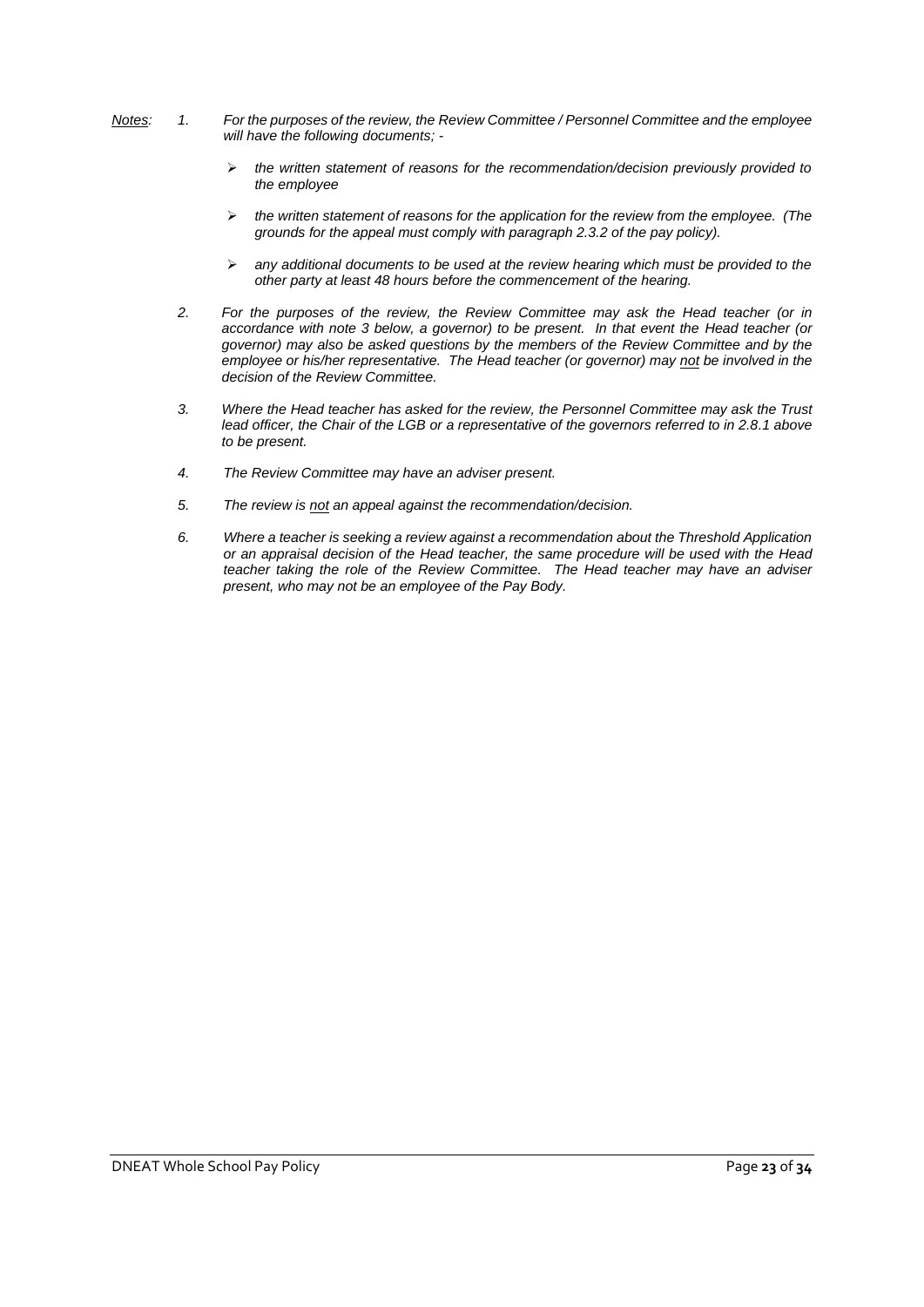*<u>Notes</u>:* 

1. *For the purposes of the review, the Review Committee / Personnel Committee and the employee will have the following documents; -*

   - *the written statement of reasons for the recommendation/decision previously provided to the employee*

   - *the written statement of reasons for the application for the review from the employee. (The grounds for the appeal must comply with paragraph 2.3.2 of the pay policy).*

   - *any additional documents to be used at the review hearing which must be provided to the other party at least 48 hours before the commencement of the hearing.*

2. *For the purposes of the review, the Review Committee may ask the Head teacher (or in accordance with note 3 below, a governor) to be present. In that event the Head teacher (or governor) may also be asked questions by the members of the Review Committee and by the employee or his/her representative. The Head teacher (or governor) may <u>not</u> be involved in the decision of the Review Committee.*

3. *Where the Head teacher has asked for the review, the Personnel Committee may ask the Trust lead officer, the Chair of the LGB or a representative of the governors referred to in 2.8.1 above to be present.*

4. *The Review Committee may have an adviser present.*

5. *The review is <u>not</u> an appeal against the recommendation/decision.*

6. *Where a teacher is seeking a review against a recommendation about the Threshold Application or an appraisal decision of the Head teacher, the same procedure will be used with the Head teacher taking the role of the Review Committee. The Head teacher may have an adviser present, who may not be an employee of the Pay Body.*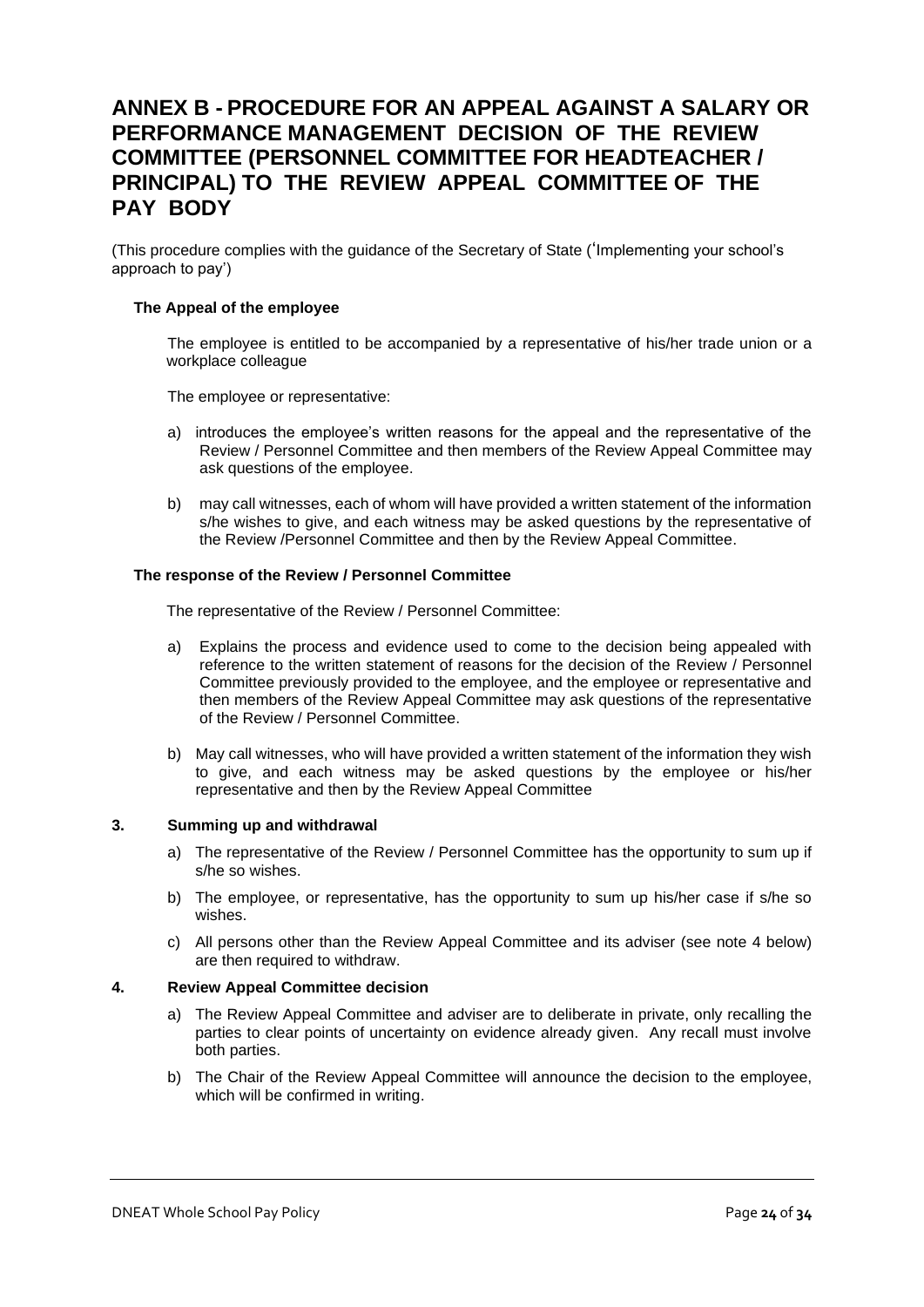# ANNEX B - PROCEDURE FOR AN APPEAL AGAINST A SALARY OR PERFORMANCE MANAGEMENT DECISION OF THE REVIEW COMMITTEE (PERSONNEL COMMITTEE FOR HEADTEACHER / PRINCIPAL) TO THE REVIEW APPEAL COMMITTEE OF THE PAY BODY

(This procedure complies with the guidance of the Secretary of State ('Implementing your school's approach to pay')

**The Appeal of the employee**

The employee is entitled to be accompanied by a representative of his/her trade union or a workplace colleague

The employee or representative:

a) introduces the employee's written reasons for the appeal and the representative of the Review / Personnel Committee and then members of the Review Appeal Committee may ask questions of the employee.

b) may call witnesses, each of whom will have provided a written statement of the information s/he wishes to give, and each witness may be asked questions by the representative of the Review /Personnel Committee and then by the Review Appeal Committee.

**The response of the Review / Personnel Committee**

The representative of the Review / Personnel Committee:

a) Explains the process and evidence used to come to the decision being appealed with reference to the written statement of reasons for the decision of the Review / Personnel Committee previously provided to the employee, and the employee or representative and then members of the Review Appeal Committee may ask questions of the representative of the Review / Personnel Committee.

b) May call witnesses, who will have provided a written statement of the information they wish to give, and each witness may be asked questions by the employee or his/her representative and then by the Review Appeal Committee

**3. Summing up and withdrawal**

a) The representative of the Review / Personnel Committee has the opportunity to sum up if s/he so wishes.

b) The employee, or representative, has the opportunity to sum up his/her case if s/he so wishes.

c) All persons other than the Review Appeal Committee and its adviser (see note 4 below) are then required to withdraw.

**4. Review Appeal Committee decision**

a) The Review Appeal Committee and adviser are to deliberate in private, only recalling the parties to clear points of uncertainty on evidence already given. Any recall must involve both parties.

b) The Chair of the Review Appeal Committee will announce the decision to the employee, which will be confirmed in writing.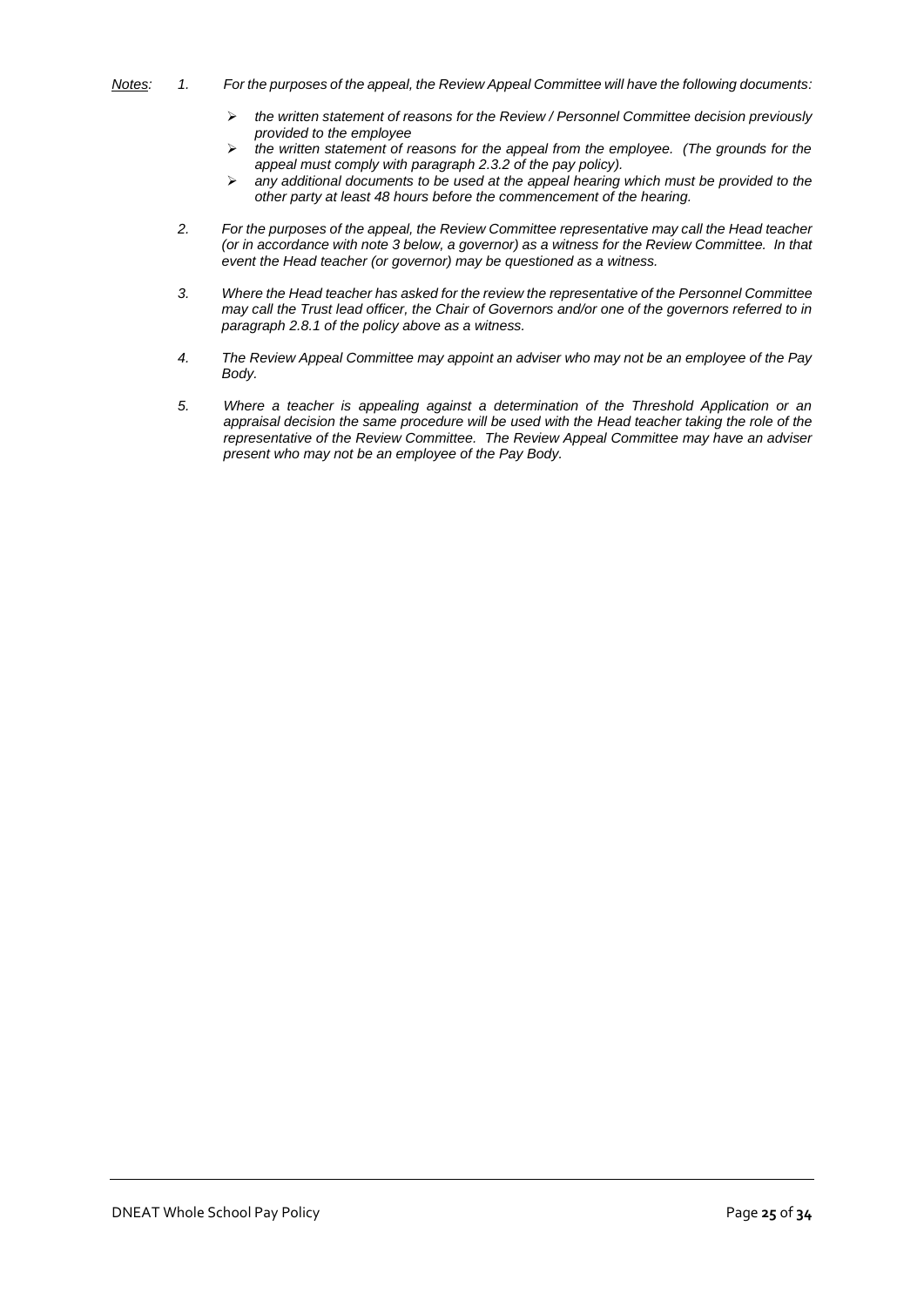*Notes:*

1. *For the purposes of the appeal, the Review Appeal Committee will have the following documents:*
   - *the written statement of reasons for the Review / Personnel Committee decision previously provided to the employee*
   - *the written statement of reasons for the appeal from the employee. (The grounds for the appeal must comply with paragraph 2.3.2 of the pay policy).*
   - *any additional documents to be used at the appeal hearing which must be provided to the other party at least 48 hours before the commencement of the hearing.*

2. *For the purposes of the appeal, the Review Committee representative may call the Head teacher (or in accordance with note 3 below, a governor) as a witness for the Review Committee. In that event the Head teacher (or governor) may be questioned as a witness.*

3. *Where the Head teacher has asked for the review the representative of the Personnel Committee may call the Trust lead officer, the Chair of Governors and/or one of the governors referred to in paragraph 2.8.1 of the policy above as a witness.*

4. *The Review Appeal Committee may appoint an adviser who may not be an employee of the Pay Body.*

5. *Where a teacher is appealing against a determination of the Threshold Application or an appraisal decision the same procedure will be used with the Head teacher taking the role of the representative of the Review Committee. The Review Appeal Committee may have an adviser present who may not be an employee of the Pay Body.*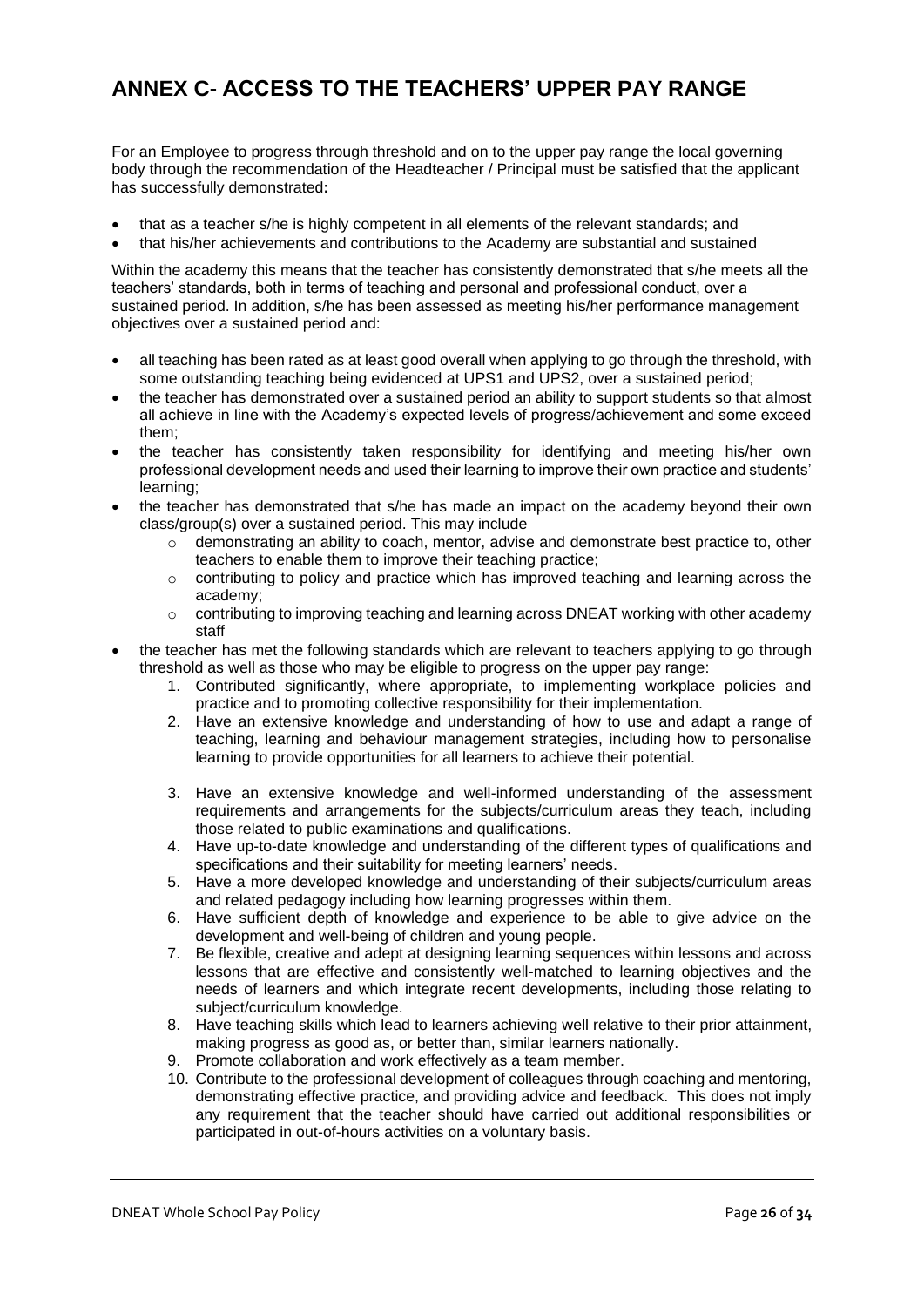# ANNEX C- ACCESS TO THE TEACHERS' UPPER PAY RANGE

For an Employee to progress through threshold and on to the upper pay range the local governing body through the recommendation of the Headteacher / Principal must be satisfied that the applicant has successfully demonstrated**:**

- that as a teacher s/he is highly competent in all elements of the relevant standards; and
- that his/her achievements and contributions to the Academy are substantial and sustained

Within the academy this means that the teacher has consistently demonstrated that s/he meets all the teachers' standards, both in terms of teaching and personal and professional conduct, over a sustained period. In addition, s/he has been assessed as meeting his/her performance management objectives over a sustained period and:

- all teaching has been rated as at least good overall when applying to go through the threshold, with some outstanding teaching being evidenced at UPS1 and UPS2, over a sustained period;
- the teacher has demonstrated over a sustained period an ability to support students so that almost all achieve in line with the Academy's expected levels of progress/achievement and some exceed them;
- the teacher has consistently taken responsibility for identifying and meeting his/her own professional development needs and used their learning to improve their own practice and students' learning;
- the teacher has demonstrated that s/he has made an impact on the academy beyond their own class/group(s) over a sustained period. This may include
  - demonstrating an ability to coach, mentor, advise and demonstrate best practice to, other teachers to enable them to improve their teaching practice;
  - contributing to policy and practice which has improved teaching and learning across the academy;
  - contributing to improving teaching and learning across DNEAT working with other academy staff
- the teacher has met the following standards which are relevant to teachers applying to go through threshold as well as those who may be eligible to progress on the upper pay range:
  1. Contributed significantly, where appropriate, to implementing workplace policies and practice and to promoting collective responsibility for their implementation.
  2. Have an extensive knowledge and understanding of how to use and adapt a range of teaching, learning and behaviour management strategies, including how to personalise learning to provide opportunities for all learners to achieve their potential.
  3. Have an extensive knowledge and well-informed understanding of the assessment requirements and arrangements for the subjects/curriculum areas they teach, including those related to public examinations and qualifications.
  4. Have up-to-date knowledge and understanding of the different types of qualifications and specifications and their suitability for meeting learners' needs.
  5. Have a more developed knowledge and understanding of their subjects/curriculum areas and related pedagogy including how learning progresses within them.
  6. Have sufficient depth of knowledge and experience to be able to give advice on the development and well-being of children and young people.
  7. Be flexible, creative and adept at designing learning sequences within lessons and across lessons that are effective and consistently well-matched to learning objectives and the needs of learners and which integrate recent developments, including those relating to subject/curriculum knowledge.
  8. Have teaching skills which lead to learners achieving well relative to their prior attainment, making progress as good as, or better than, similar learners nationally.
  9. Promote collaboration and work effectively as a team member.
  10. Contribute to the professional development of colleagues through coaching and mentoring, demonstrating effective practice, and providing advice and feedback. This does not imply any requirement that the teacher should have carried out additional responsibilities or participated in out-of-hours activities on a voluntary basis.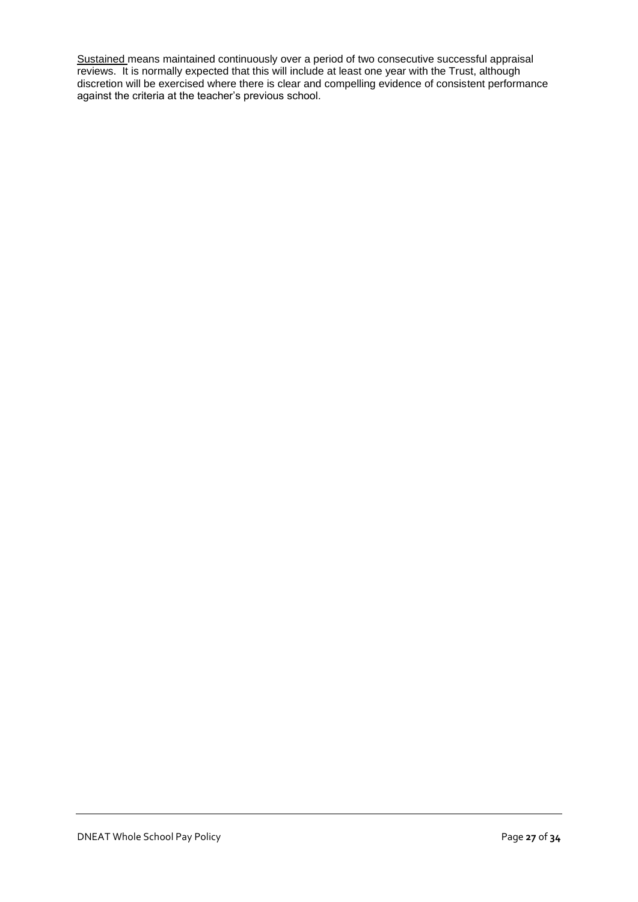<u>Sustained</u> means maintained continuously over a period of two consecutive successful appraisal reviews. It is normally expected that this will include at least one year with the Trust, although discretion will be exercised where there is clear and compelling evidence of consistent performance against the criteria at the teacher's previous school.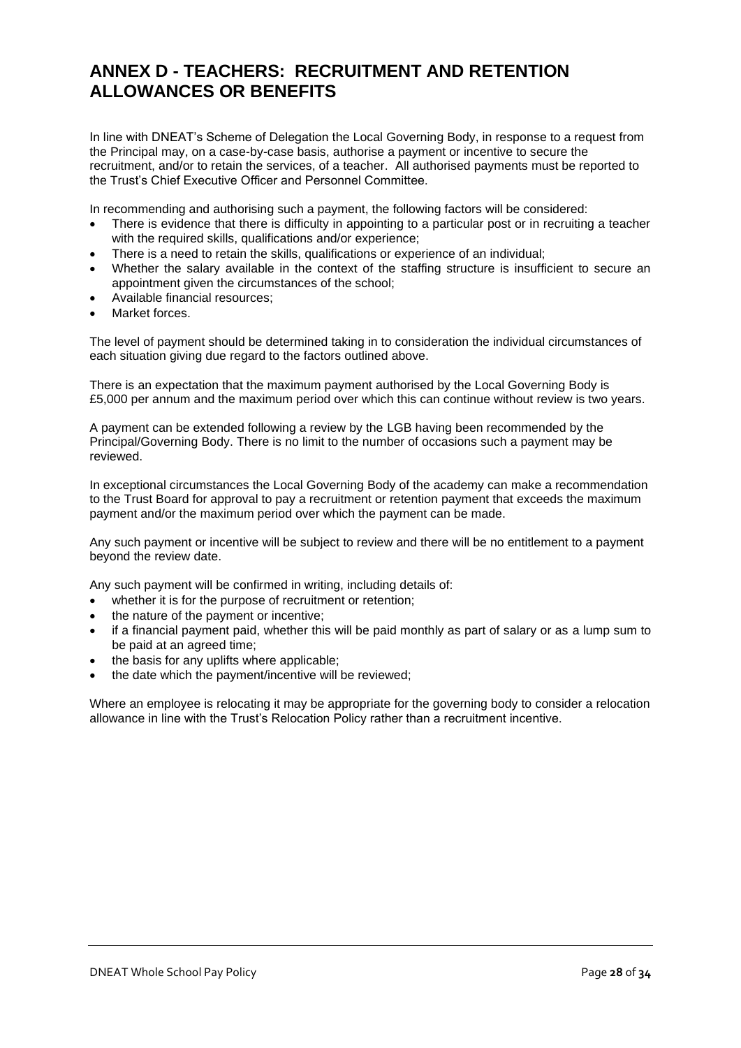# ANNEX D - TEACHERS: RECRUITMENT AND RETENTION ALLOWANCES OR BENEFITS

In line with DNEAT's Scheme of Delegation the Local Governing Body, in response to a request from the Principal may, on a case-by-case basis, authorise a payment or incentive to secure the recruitment, and/or to retain the services, of a teacher. All authorised payments must be reported to the Trust's Chief Executive Officer and Personnel Committee.

In recommending and authorising such a payment, the following factors will be considered:

- There is evidence that there is difficulty in appointing to a particular post or in recruiting a teacher with the required skills, qualifications and/or experience;
- There is a need to retain the skills, qualifications or experience of an individual;
- Whether the salary available in the context of the staffing structure is insufficient to secure an appointment given the circumstances of the school;
- Available financial resources;
- Market forces.

The level of payment should be determined taking in to consideration the individual circumstances of each situation giving due regard to the factors outlined above.

There is an expectation that the maximum payment authorised by the Local Governing Body is £5,000 per annum and the maximum period over which this can continue without review is two years.

A payment can be extended following a review by the LGB having been recommended by the Principal/Governing Body. There is no limit to the number of occasions such a payment may be reviewed.

In exceptional circumstances the Local Governing Body of the academy can make a recommendation to the Trust Board for approval to pay a recruitment or retention payment that exceeds the maximum payment and/or the maximum period over which the payment can be made.

Any such payment or incentive will be subject to review and there will be no entitlement to a payment beyond the review date.

Any such payment will be confirmed in writing, including details of:

- whether it is for the purpose of recruitment or retention;
- the nature of the payment or incentive;
- if a financial payment paid, whether this will be paid monthly as part of salary or as a lump sum to be paid at an agreed time;
- the basis for any uplifts where applicable;
- the date which the payment/incentive will be reviewed;

Where an employee is relocating it may be appropriate for the governing body to consider a relocation allowance in line with the Trust's Relocation Policy rather than a recruitment incentive.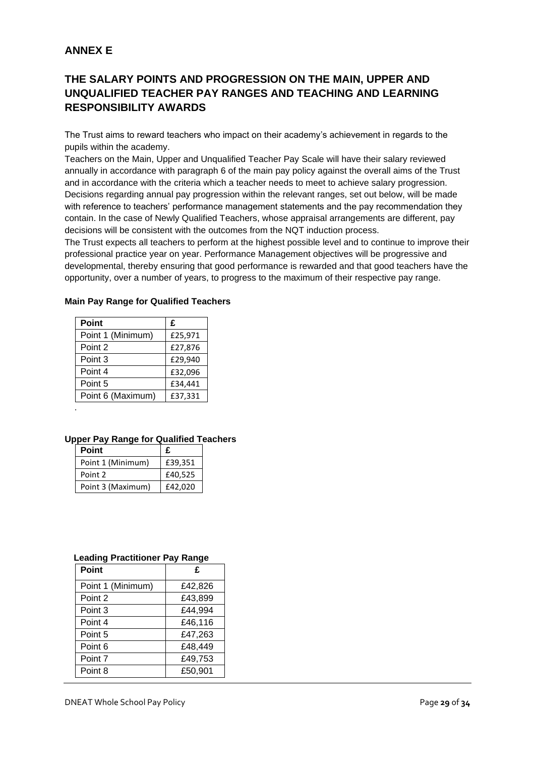## ANNEX E

## THE SALARY POINTS AND PROGRESSION ON THE MAIN, UPPER AND UNQUALIFIED TEACHER PAY RANGES AND TEACHING AND LEARNING RESPONSIBILITY AWARDS

The Trust aims to reward teachers who impact on their academy's achievement in regards to the pupils within the academy.

Teachers on the Main, Upper and Unqualified Teacher Pay Scale will have their salary reviewed annually in accordance with paragraph 6 of the main pay policy against the overall aims of the Trust and in accordance with the criteria which a teacher needs to meet to achieve salary progression. Decisions regarding annual pay progression within the relevant ranges, set out below, will be made with reference to teachers' performance management statements and the pay recommendation they contain. In the case of Newly Qualified Teachers, whose appraisal arrangements are different, pay decisions will be consistent with the outcomes from the NQT induction process.

The Trust expects all teachers to perform at the highest possible level and to continue to improve their professional practice year on year. Performance Management objectives will be progressive and developmental, thereby ensuring that good performance is rewarded and that good teachers have the opportunity, over a number of years, to progress to the maximum of their respective pay range.

**Main Pay Range for Qualified Teachers**

| Point | £ |
|---|---|
| Point 1 (Minimum) | £25,971 |
| Point 2 | £27,876 |
| Point 3 | £29,940 |
| Point 4 | £32,096 |
| Point 5 | £34,441 |
| Point 6 (Maximum) | £37,331 |

**Upper Pay Range for Qualified Teachers**

| Point | £ |
|---|---|
| Point 1 (Minimum) | £39,351 |
| Point 2 | £40,525 |
| Point 3 (Maximum) | £42,020 |

**Leading Practitioner Pay Range**

| Point | £ |
|---|---|
| Point 1 (Minimum) | £42,826 |
| Point 2 | £43,899 |
| Point 3 | £44,994 |
| Point 4 | £46,116 |
| Point 5 | £47,263 |
| Point 6 | £48,449 |
| Point 7 | £49,753 |
| Point 8 | £50,901 |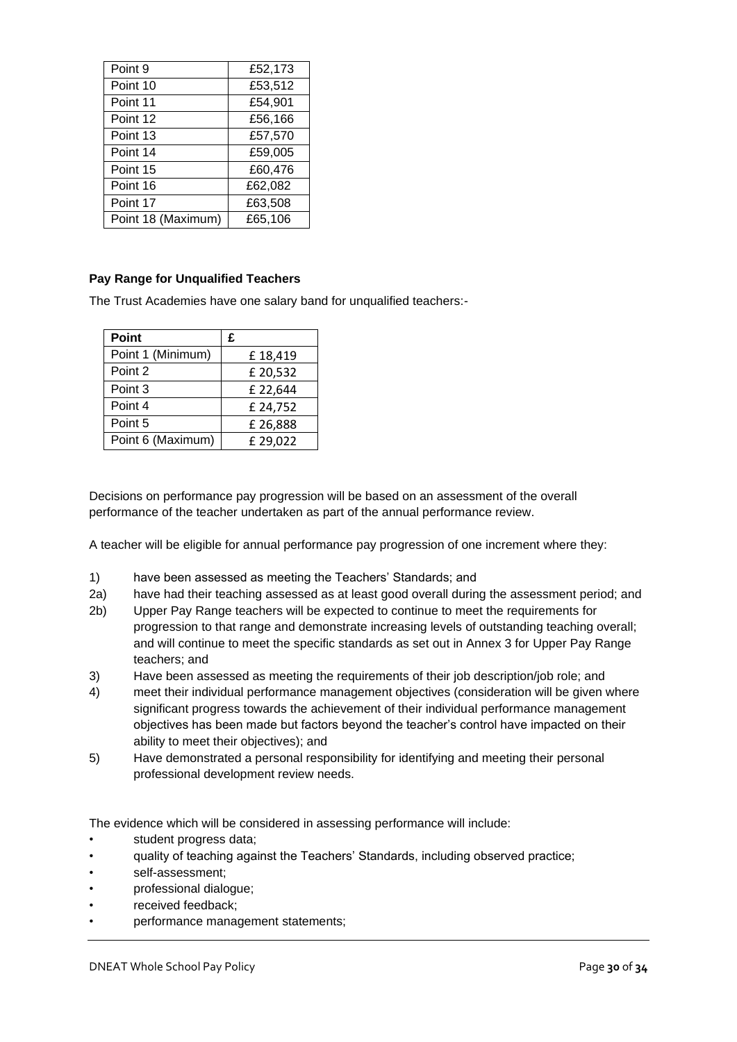| Point 9 | £52,173 |
|---|---|
| Point 10 | £53,512 |
| Point 11 | £54,901 |
| Point 12 | £56,166 |
| Point 13 | £57,570 |
| Point 14 | £59,005 |
| Point 15 | £60,476 |
| Point 16 | £62,082 |
| Point 17 | £63,508 |
| Point 18 (Maximum) | £65,106 |

**Pay Range for Unqualified Teachers**

The Trust Academies have one salary band for unqualified teachers:-

| Point | £ |
|---|---|
| Point 1 (Minimum) | £ 18,419 |
| Point 2 | £ 20,532 |
| Point 3 | £ 22,644 |
| Point 4 | £ 24,752 |
| Point 5 | £ 26,888 |
| Point 6 (Maximum) | £ 29,022 |

Decisions on performance pay progression will be based on an assessment of the overall performance of the teacher undertaken as part of the annual performance review.

A teacher will be eligible for annual performance pay progression of one increment where they:

1) have been assessed as meeting the Teachers' Standards; and
2a) have had their teaching assessed as at least good overall during the assessment period; and
2b) Upper Pay Range teachers will be expected to continue to meet the requirements for progression to that range and demonstrate increasing levels of outstanding teaching overall; and will continue to meet the specific standards as set out in Annex 3 for Upper Pay Range teachers; and
3) Have been assessed as meeting the requirements of their job description/job role; and
4) meet their individual performance management objectives (consideration will be given where significant progress towards the achievement of their individual performance management objectives has been made but factors beyond the teacher's control have impacted on their ability to meet their objectives); and
5) Have demonstrated a personal responsibility for identifying and meeting their personal professional development review needs.

The evidence which will be considered in assessing performance will include:

- student progress data;
- quality of teaching against the Teachers' Standards, including observed practice;
- self-assessment;
- professional dialogue;
- received feedback;
- performance management statements;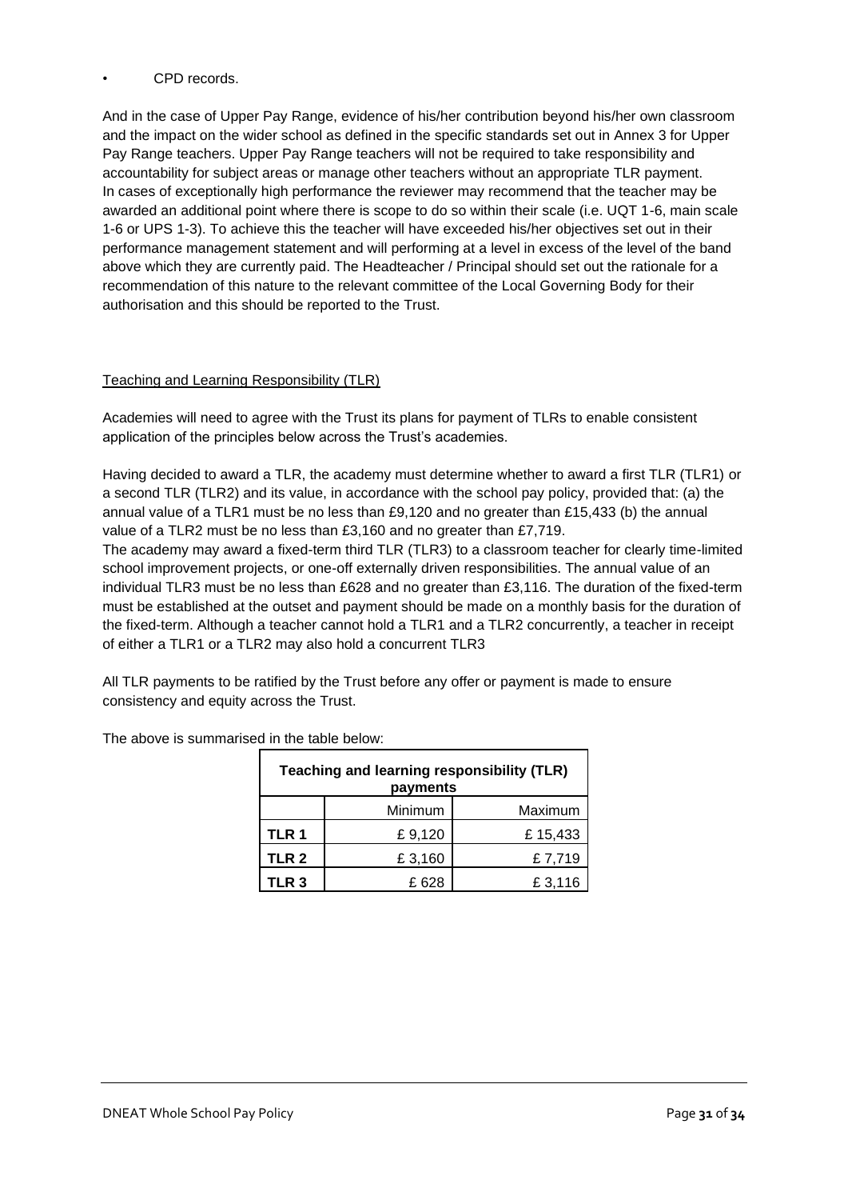- CPD records.

And in the case of Upper Pay Range, evidence of his/her contribution beyond his/her own classroom and the impact on the wider school as defined in the specific standards set out in Annex 3 for Upper Pay Range teachers. Upper Pay Range teachers will not be required to take responsibility and accountability for subject areas or manage other teachers without an appropriate TLR payment. In cases of exceptionally high performance the reviewer may recommend that the teacher may be awarded an additional point where there is scope to do so within their scale (i.e. UQT 1-6, main scale 1-6 or UPS 1-3). To achieve this the teacher will have exceeded his/her objectives set out in their performance management statement and will performing at a level in excess of the level of the band above which they are currently paid. The Headteacher / Principal should set out the rationale for a recommendation of this nature to the relevant committee of the Local Governing Body for their authorisation and this should be reported to the Trust.

## Teaching and Learning Responsibility (TLR)

Academies will need to agree with the Trust its plans for payment of TLRs to enable consistent application of the principles below across the Trust's academies.

Having decided to award a TLR, the academy must determine whether to award a first TLR (TLR1) or a second TLR (TLR2) and its value, in accordance with the school pay policy, provided that: (a) the annual value of a TLR1 must be no less than £9,120 and no greater than £15,433 (b) the annual value of a TLR2 must be no less than £3,160 and no greater than £7,719.
The academy may award a fixed-term third TLR (TLR3) to a classroom teacher for clearly time-limited school improvement projects, or one-off externally driven responsibilities. The annual value of an individual TLR3 must be no less than £628 and no greater than £3,116. The duration of the fixed-term must be established at the outset and payment should be made on a monthly basis for the duration of the fixed-term. Although a teacher cannot hold a TLR1 and a TLR2 concurrently, a teacher in receipt of either a TLR1 or a TLR2 may also hold a concurrent TLR3

All TLR payments to be ratified by the Trust before any offer or payment is made to ensure consistency and equity across the Trust.

The above is summarised in the table below:

| Teaching and learning responsibility (TLR) payments | | |
|---|---|---|
| | Minimum | Maximum |
| **TLR 1** | £ 9,120 | £ 15,433 |
| **TLR 2** | £ 3,160 | £ 7,719 |
| **TLR 3** | £ 628 | £ 3,116 |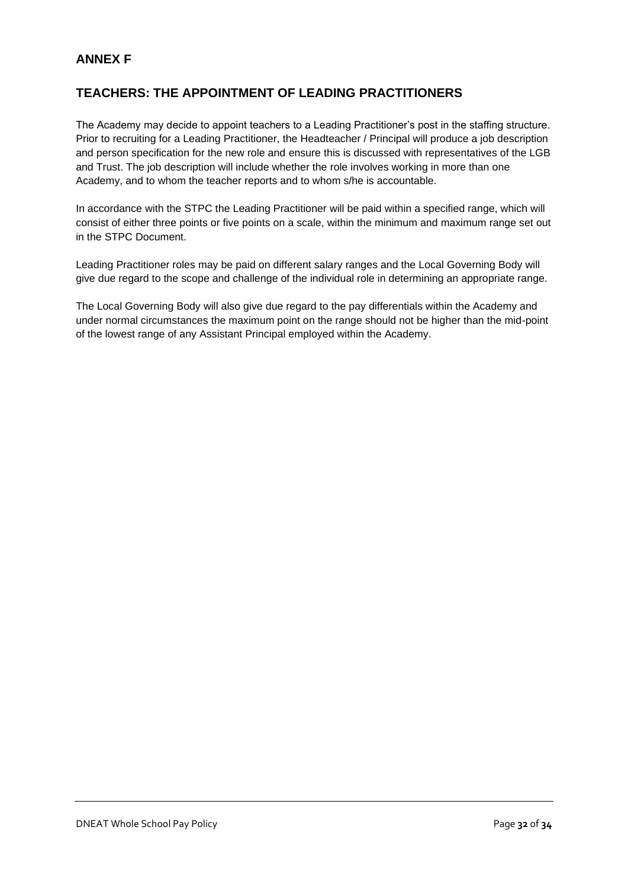## ANNEX F

## TEACHERS: THE APPOINTMENT OF LEADING PRACTITIONERS

The Academy may decide to appoint teachers to a Leading Practitioner's post in the staffing structure. Prior to recruiting for a Leading Practitioner, the Headteacher / Principal will produce a job description and person specification for the new role and ensure this is discussed with representatives of the LGB and Trust. The job description will include whether the role involves working in more than one Academy, and to whom the teacher reports and to whom s/he is accountable.

In accordance with the STPC the Leading Practitioner will be paid within a specified range, which will consist of either three points or five points on a scale, within the minimum and maximum range set out in the STPC Document.

Leading Practitioner roles may be paid on different salary ranges and the Local Governing Body will give due regard to the scope and challenge of the individual role in determining an appropriate range.

The Local Governing Body will also give due regard to the pay differentials within the Academy and under normal circumstances the maximum point on the range should not be higher than the mid-point of the lowest range of any Assistant Principal employed within the Academy.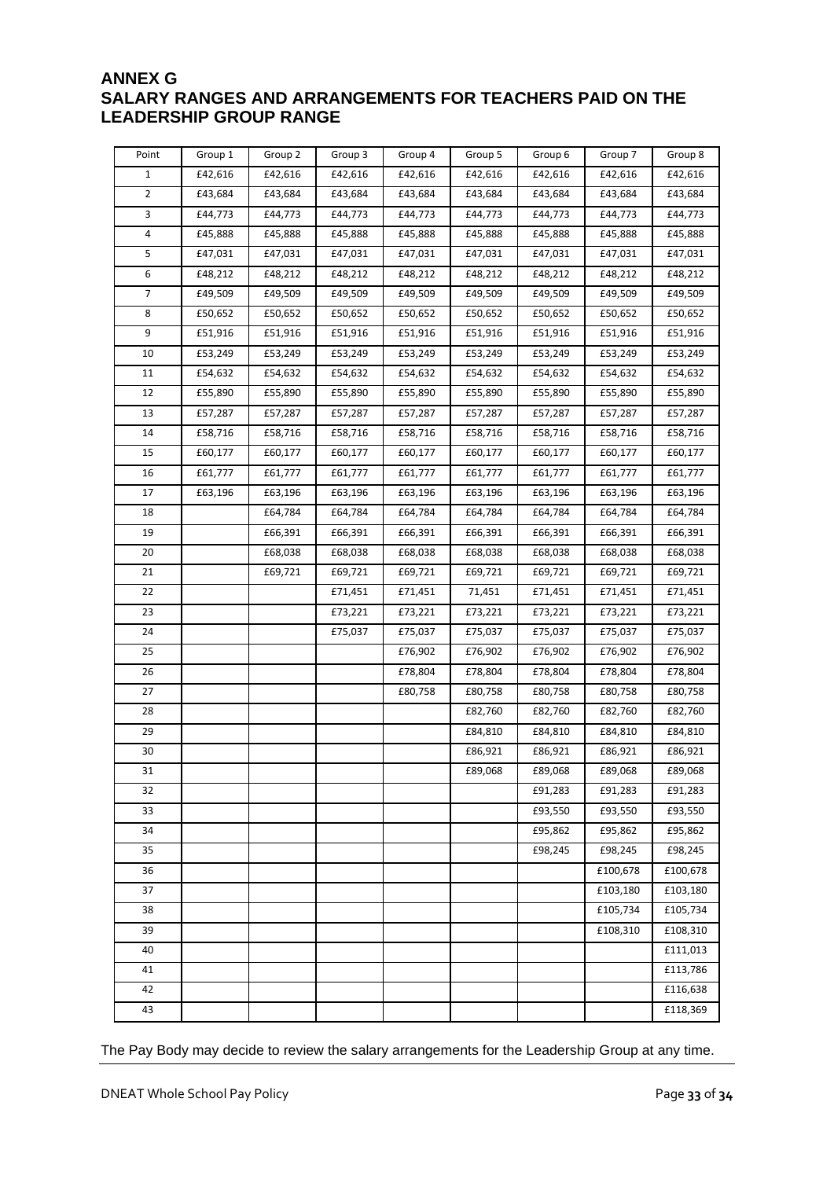## ANNEX G
## SALARY RANGES AND ARRANGEMENTS FOR TEACHERS PAID ON THE LEADERSHIP GROUP RANGE

| Point | Group 1 | Group 2 | Group 3 | Group 4 | Group 5 | Group 6 | Group 7 | Group 8 |
|---|---|---|---|---|---|---|---|---|
| 1 | £42,616 | £42,616 | £42,616 | £42,616 | £42,616 | £42,616 | £42,616 | £42,616 |
| 2 | £43,684 | £43,684 | £43,684 | £43,684 | £43,684 | £43,684 | £43,684 | £43,684 |
| 3 | £44,773 | £44,773 | £44,773 | £44,773 | £44,773 | £44,773 | £44,773 | £44,773 |
| 4 | £45,888 | £45,888 | £45,888 | £45,888 | £45,888 | £45,888 | £45,888 | £45,888 |
| 5 | £47,031 | £47,031 | £47,031 | £47,031 | £47,031 | £47,031 | £47,031 | £47,031 |
| 6 | £48,212 | £48,212 | £48,212 | £48,212 | £48,212 | £48,212 | £48,212 | £48,212 |
| 7 | £49,509 | £49,509 | £49,509 | £49,509 | £49,509 | £49,509 | £49,509 | £49,509 |
| 8 | £50,652 | £50,652 | £50,652 | £50,652 | £50,652 | £50,652 | £50,652 | £50,652 |
| 9 | £51,916 | £51,916 | £51,916 | £51,916 | £51,916 | £51,916 | £51,916 | £51,916 |
| 10 | £53,249 | £53,249 | £53,249 | £53,249 | £53,249 | £53,249 | £53,249 | £53,249 |
| 11 | £54,632 | £54,632 | £54,632 | £54,632 | £54,632 | £54,632 | £54,632 | £54,632 |
| 12 | £55,890 | £55,890 | £55,890 | £55,890 | £55,890 | £55,890 | £55,890 | £55,890 |
| 13 | £57,287 | £57,287 | £57,287 | £57,287 | £57,287 | £57,287 | £57,287 | £57,287 |
| 14 | £58,716 | £58,716 | £58,716 | £58,716 | £58,716 | £58,716 | £58,716 | £58,716 |
| 15 | £60,177 | £60,177 | £60,177 | £60,177 | £60,177 | £60,177 | £60,177 | £60,177 |
| 16 | £61,777 | £61,777 | £61,777 | £61,777 | £61,777 | £61,777 | £61,777 | £61,777 |
| 17 | £63,196 | £63,196 | £63,196 | £63,196 | £63,196 | £63,196 | £63,196 | £63,196 |
| 18 | | £64,784 | £64,784 | £64,784 | £64,784 | £64,784 | £64,784 | £64,784 |
| 19 | | £66,391 | £66,391 | £66,391 | £66,391 | £66,391 | £66,391 | £66,391 |
| 20 | | £68,038 | £68,038 | £68,038 | £68,038 | £68,038 | £68,038 | £68,038 |
| 21 | | £69,721 | £69,721 | £69,721 | £69,721 | £69,721 | £69,721 | £69,721 |
| 22 | | | £71,451 | £71,451 | 71,451 | £71,451 | £71,451 | £71,451 |
| 23 | | | £73,221 | £73,221 | £73,221 | £73,221 | £73,221 | £73,221 |
| 24 | | | £75,037 | £75,037 | £75,037 | £75,037 | £75,037 | £75,037 |
| 25 | | | | £76,902 | £76,902 | £76,902 | £76,902 | £76,902 |
| 26 | | | | £78,804 | £78,804 | £78,804 | £78,804 | £78,804 |
| 27 | | | | £80,758 | £80,758 | £80,758 | £80,758 | £80,758 |
| 28 | | | | | £82,760 | £82,760 | £82,760 | £82,760 |
| 29 | | | | | £84,810 | £84,810 | £84,810 | £84,810 |
| 30 | | | | | £86,921 | £86,921 | £86,921 | £86,921 |
| 31 | | | | | £89,068 | £89,068 | £89,068 | £89,068 |
| 32 | | | | | | £91,283 | £91,283 | £91,283 |
| 33 | | | | | | £93,550 | £93,550 | £93,550 |
| 34 | | | | | | £95,862 | £95,862 | £95,862 |
| 35 | | | | | | £98,245 | £98,245 | £98,245 |
| 36 | | | | | | | £100,678 | £100,678 |
| 37 | | | | | | | £103,180 | £103,180 |
| 38 | | | | | | | £105,734 | £105,734 |
| 39 | | | | | | | £108,310 | £108,310 |
| 40 | | | | | | | | £111,013 |
| 41 | | | | | | | | £113,786 |
| 42 | | | | | | | | £116,638 |
| 43 | | | | | | | | £118,369 |

The Pay Body may decide to review the salary arrangements for the Leadership Group at any time.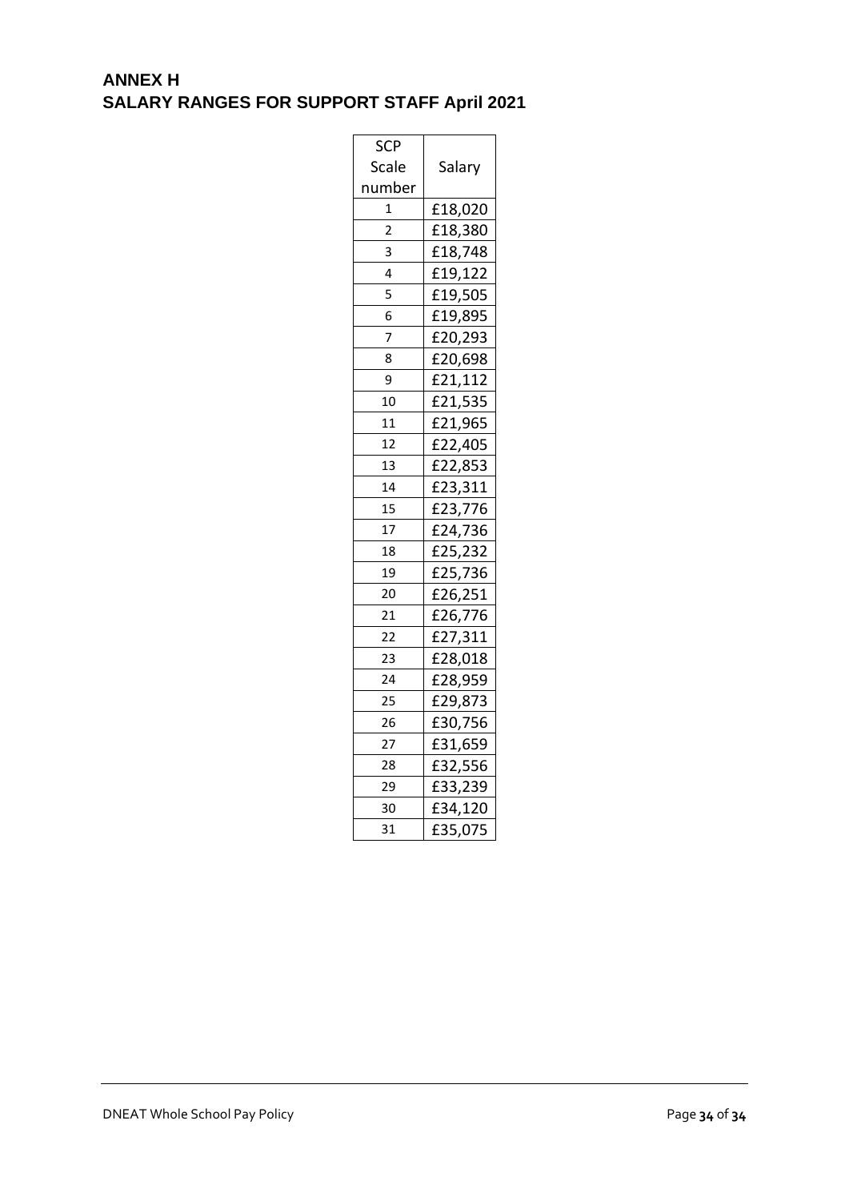## ANNEX H
## SALARY RANGES FOR SUPPORT STAFF April 2021

| SCP Scale number | Salary |
|---|---|
| 1 | £18,020 |
| 2 | £18,380 |
| 3 | £18,748 |
| 4 | £19,122 |
| 5 | £19,505 |
| 6 | £19,895 |
| 7 | £20,293 |
| 8 | £20,698 |
| 9 | £21,112 |
| 10 | £21,535 |
| 11 | £21,965 |
| 12 | £22,405 |
| 13 | £22,853 |
| 14 | £23,311 |
| 15 | £23,776 |
| 17 | £24,736 |
| 18 | £25,232 |
| 19 | £25,736 |
| 20 | £26,251 |
| 21 | £26,776 |
| 22 | £27,311 |
| 23 | £28,018 |
| 24 | £28,959 |
| 25 | £29,873 |
| 26 | £30,756 |
| 27 | £31,659 |
| 28 | £32,556 |
| 29 | £33,239 |
| 30 | £34,120 |
| 31 | £35,075 |